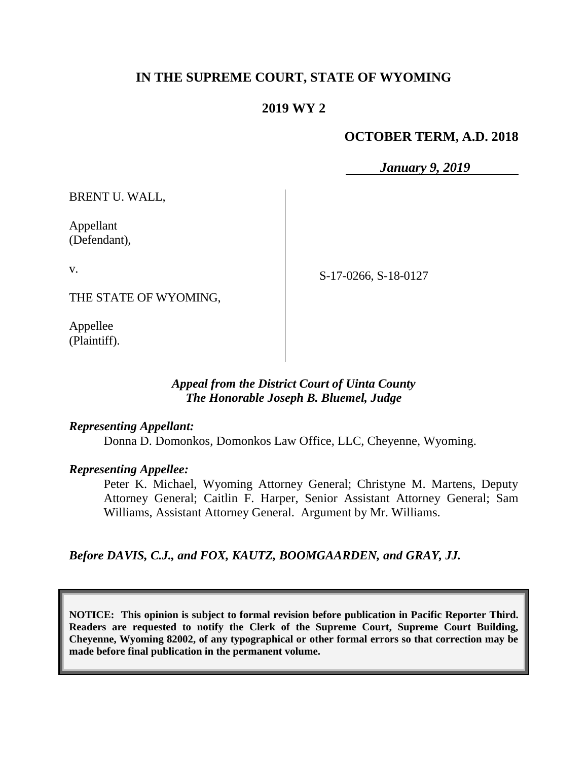# IN THE SUPREME COURT, STATE OF WYOMING

## 2019 WY 2

**OCTOBER TERM, A.D. 2018**

***January 9, 2019***

BRENT U. WALL,

Appellant
(Defendant),

v.

THE STATE OF WYOMING,

Appellee
(Plaintiff).

S-17-0266, S-18-0127

***Appeal from the District Court of Uinta County***
***The Honorable Joseph B. Bluemel, Judge***

***Representing Appellant:***

Donna D. Domonkos, Domonkos Law Office, LLC, Cheyenne, Wyoming.

***Representing Appellee:***

Peter K. Michael, Wyoming Attorney General; Christyne M. Martens, Deputy Attorney General; Caitlin F. Harper, Senior Assistant Attorney General; Sam Williams, Assistant Attorney General. Argument by Mr. Williams.

***Before DAVIS, C.J., and FOX, KAUTZ, BOOMGAARDEN, and GRAY, JJ.***

**NOTICE: This opinion is subject to formal revision before publication in Pacific Reporter Third. Readers are requested to notify the Clerk of the Supreme Court, Supreme Court Building, Cheyenne, Wyoming 82002, of any typographical or other formal errors so that correction may be made before final publication in the permanent volume.**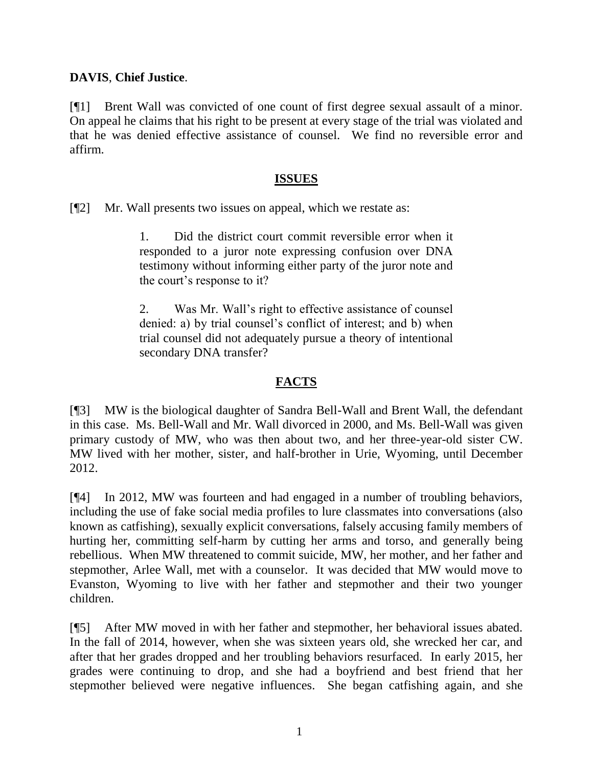**DAVIS**, **Chief Justice**.

[¶1] Brent Wall was convicted of one count of first degree sexual assault of a minor. On appeal he claims that his right to be present at every stage of the trial was violated and that he was denied effective assistance of counsel. We find no reversible error and affirm.

## ISSUES

[¶2] Mr. Wall presents two issues on appeal, which we restate as:

> 1. Did the district court commit reversible error when it responded to a juror note expressing confusion over DNA testimony without informing either party of the juror note and the court's response to it?
>
> 2. Was Mr. Wall's right to effective assistance of counsel denied: a) by trial counsel's conflict of interest; and b) when trial counsel did not adequately pursue a theory of intentional secondary DNA transfer?

## FACTS

[¶3] MW is the biological daughter of Sandra Bell-Wall and Brent Wall, the defendant in this case. Ms. Bell-Wall and Mr. Wall divorced in 2000, and Ms. Bell-Wall was given primary custody of MW, who was then about two, and her three-year-old sister CW. MW lived with her mother, sister, and half-brother in Urie, Wyoming, until December 2012.

[¶4] In 2012, MW was fourteen and had engaged in a number of troubling behaviors, including the use of fake social media profiles to lure classmates into conversations (also known as catfishing), sexually explicit conversations, falsely accusing family members of hurting her, committing self-harm by cutting her arms and torso, and generally being rebellious. When MW threatened to commit suicide, MW, her mother, and her father and stepmother, Arlee Wall, met with a counselor. It was decided that MW would move to Evanston, Wyoming to live with her father and stepmother and their two younger children.

[¶5] After MW moved in with her father and stepmother, her behavioral issues abated. In the fall of 2014, however, when she was sixteen years old, she wrecked her car, and after that her grades dropped and her troubling behaviors resurfaced. In early 2015, her grades were continuing to drop, and she had a boyfriend and best friend that her stepmother believed were negative influences. She began catfishing again, and she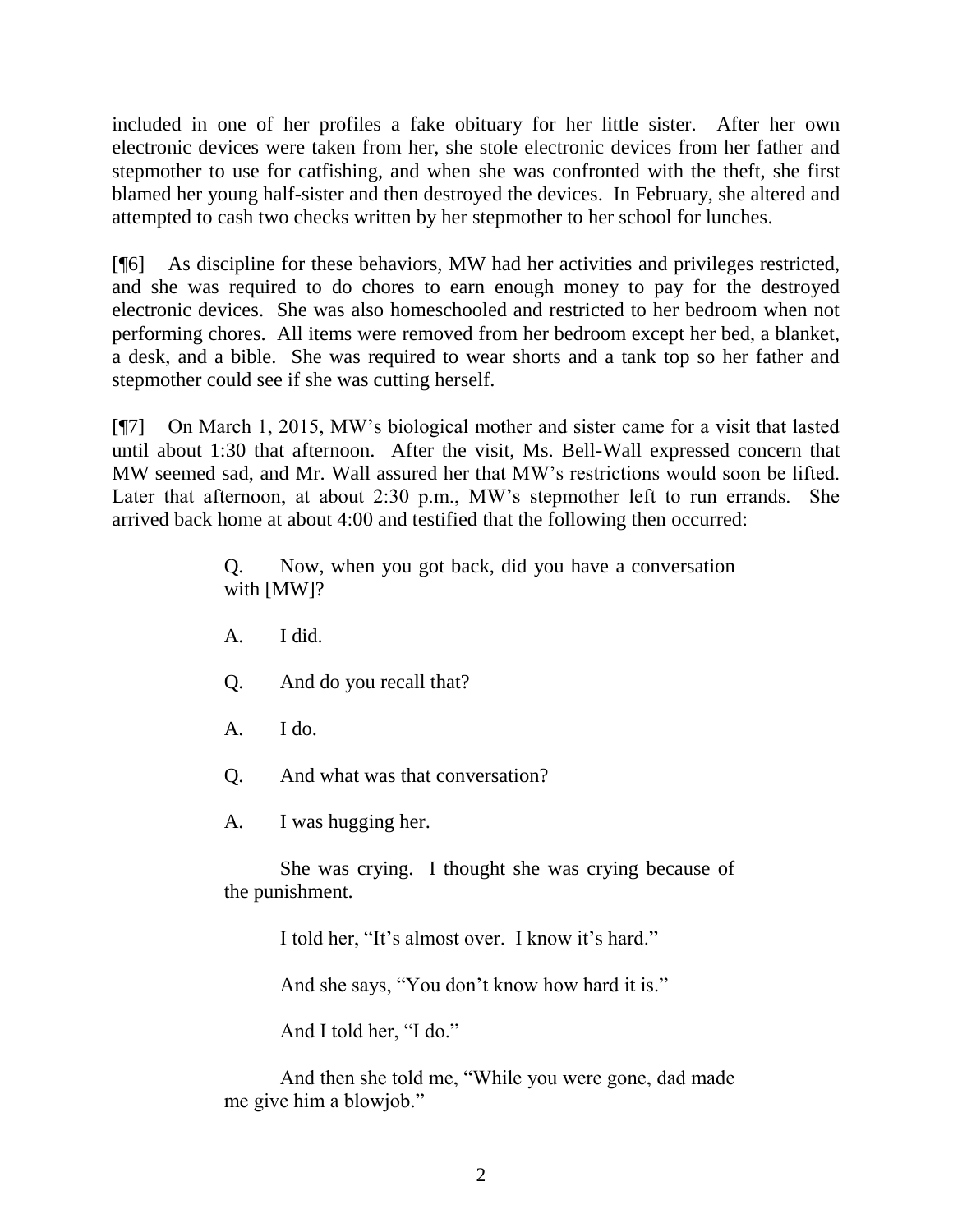included in one of her profiles a fake obituary for her little sister. After her own electronic devices were taken from her, she stole electronic devices from her father and stepmother to use for catfishing, and when she was confronted with the theft, she first blamed her young half-sister and then destroyed the devices. In February, she altered and attempted to cash two checks written by her stepmother to her school for lunches.

[¶6] As discipline for these behaviors, MW had her activities and privileges restricted, and she was required to do chores to earn enough money to pay for the destroyed electronic devices. She was also homeschooled and restricted to her bedroom when not performing chores. All items were removed from her bedroom except her bed, a blanket, a desk, and a bible. She was required to wear shorts and a tank top so her father and stepmother could see if she was cutting herself.

[¶7] On March 1, 2015, MW's biological mother and sister came for a visit that lasted until about 1:30 that afternoon. After the visit, Ms. Bell-Wall expressed concern that MW seemed sad, and Mr. Wall assured her that MW's restrictions would soon be lifted. Later that afternoon, at about 2:30 p.m., MW's stepmother left to run errands. She arrived back home at about 4:00 and testified that the following then occurred:

> Q. Now, when you got back, did you have a conversation with [MW]?
>
> A. I did.
>
> Q. And do you recall that?
>
> A. I do.
>
> Q. And what was that conversation?
>
> A. I was hugging her.
>
> She was crying. I thought she was crying because of the punishment.
>
> I told her, "It's almost over. I know it's hard."
>
> And she says, "You don't know how hard it is."
>
> And I told her, "I do."
>
> And then she told me, "While you were gone, dad made me give him a blowjob."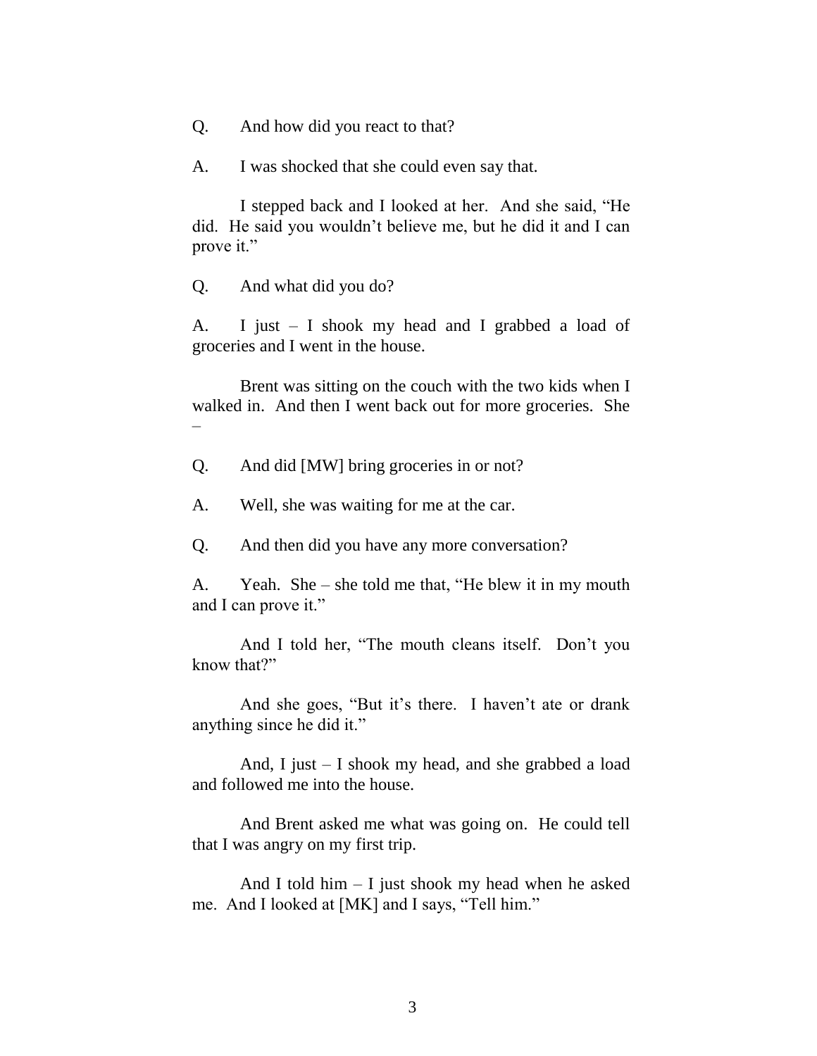Q. And how did you react to that?

A. I was shocked that she could even say that.

I stepped back and I looked at her. And she said, "He did. He said you wouldn't believe me, but he did it and I can prove it."

Q. And what did you do?

A. I just – I shook my head and I grabbed a load of groceries and I went in the house.

Brent was sitting on the couch with the two kids when I walked in. And then I went back out for more groceries. She –

Q. And did [MW] bring groceries in or not?

A. Well, she was waiting for me at the car.

Q. And then did you have any more conversation?

A. Yeah. She – she told me that, "He blew it in my mouth and I can prove it."

And I told her, "The mouth cleans itself. Don't you know that?"

And she goes, "But it's there. I haven't ate or drank anything since he did it."

And, I just – I shook my head, and she grabbed a load and followed me into the house.

And Brent asked me what was going on. He could tell that I was angry on my first trip.

And I told him – I just shook my head when he asked me. And I looked at [MK] and I says, "Tell him."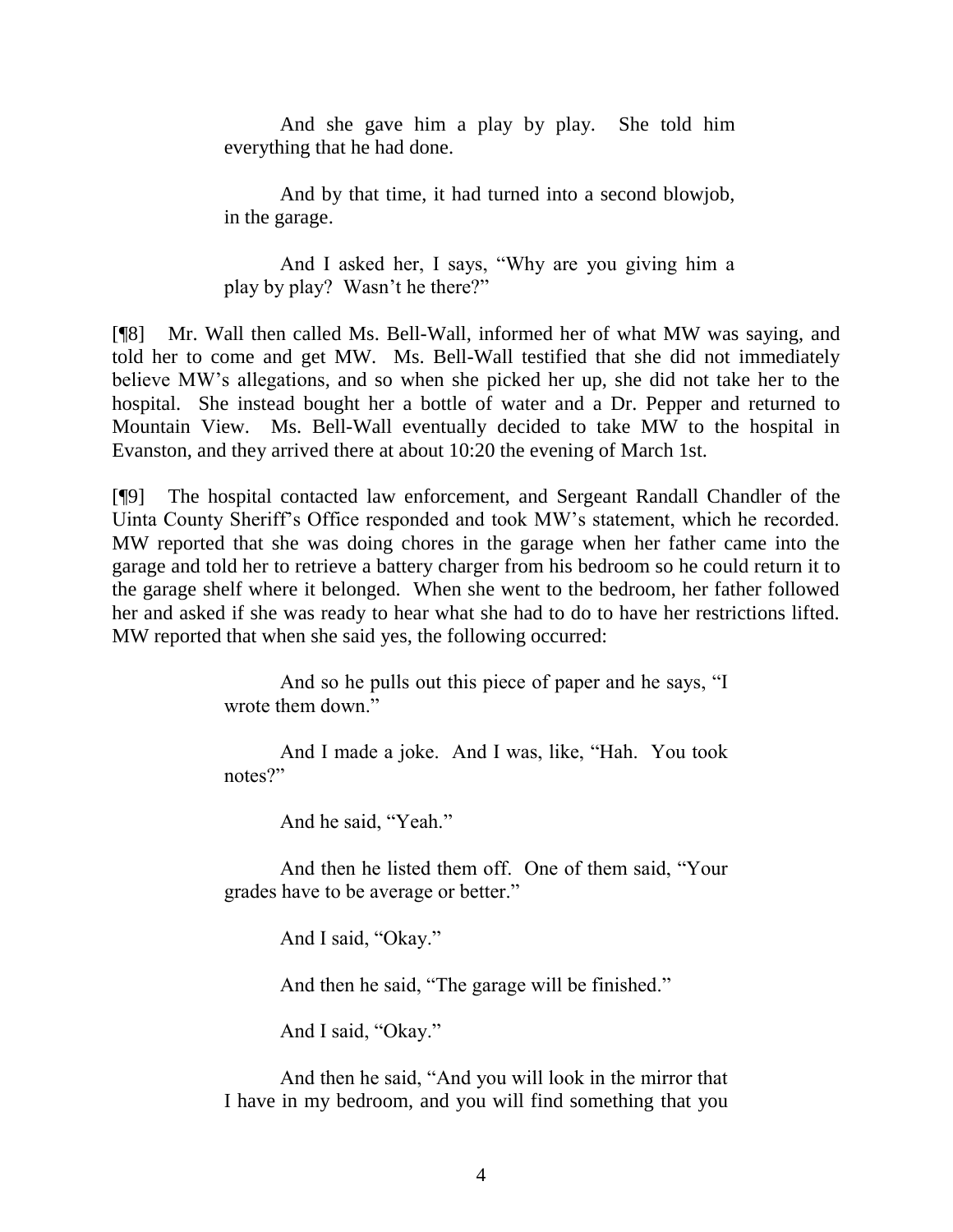> And she gave him a play by play. She told him everything that he had done.
>
> And by that time, it had turned into a second blowjob, in the garage.
>
> And I asked her, I says, "Why are you giving him a play by play? Wasn't he there?"

[¶8] Mr. Wall then called Ms. Bell-Wall, informed her of what MW was saying, and told her to come and get MW. Ms. Bell-Wall testified that she did not immediately believe MW's allegations, and so when she picked her up, she did not take her to the hospital. She instead bought her a bottle of water and a Dr. Pepper and returned to Mountain View. Ms. Bell-Wall eventually decided to take MW to the hospital in Evanston, and they arrived there at about 10:20 the evening of March 1st.

[¶9] The hospital contacted law enforcement, and Sergeant Randall Chandler of the Uinta County Sheriff's Office responded and took MW's statement, which he recorded. MW reported that she was doing chores in the garage when her father came into the garage and told her to retrieve a battery charger from his bedroom so he could return it to the garage shelf where it belonged. When she went to the bedroom, her father followed her and asked if she was ready to hear what she had to do to have her restrictions lifted. MW reported that when she said yes, the following occurred:

> And so he pulls out this piece of paper and he says, "I wrote them down."
>
> And I made a joke. And I was, like, "Hah. You took notes?"
>
> And he said, "Yeah."
>
> And then he listed them off. One of them said, "Your grades have to be average or better."
>
> And I said, "Okay."
>
> And then he said, "The garage will be finished."
>
> And I said, "Okay."
>
> And then he said, "And you will look in the mirror that I have in my bedroom, and you will find something that you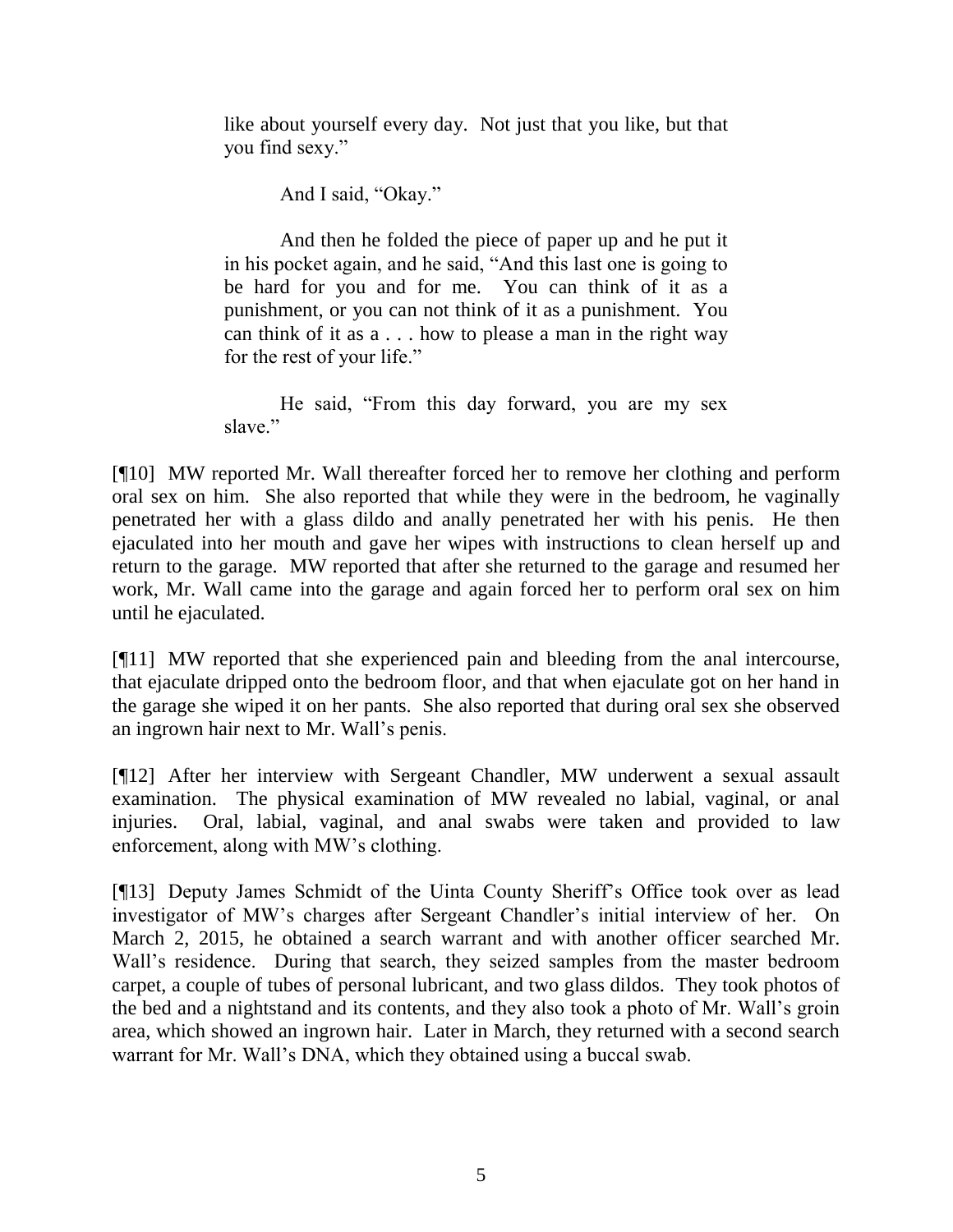> like about yourself every day. Not just that you like, but that you find sexy."
>
> And I said, "Okay."
>
> And then he folded the piece of paper up and he put it in his pocket again, and he said, "And this last one is going to be hard for you and for me. You can think of it as a punishment, or you can not think of it as a punishment. You can think of it as a . . . how to please a man in the right way for the rest of your life."
>
> He said, "From this day forward, you are my sex slave."

[¶10] MW reported Mr. Wall thereafter forced her to remove her clothing and perform oral sex on him. She also reported that while they were in the bedroom, he vaginally penetrated her with a glass dildo and anally penetrated her with his penis. He then ejaculated into her mouth and gave her wipes with instructions to clean herself up and return to the garage. MW reported that after she returned to the garage and resumed her work, Mr. Wall came into the garage and again forced her to perform oral sex on him until he ejaculated.

[¶11] MW reported that she experienced pain and bleeding from the anal intercourse, that ejaculate dripped onto the bedroom floor, and that when ejaculate got on her hand in the garage she wiped it on her pants. She also reported that during oral sex she observed an ingrown hair next to Mr. Wall's penis.

[¶12] After her interview with Sergeant Chandler, MW underwent a sexual assault examination. The physical examination of MW revealed no labial, vaginal, or anal injuries. Oral, labial, vaginal, and anal swabs were taken and provided to law enforcement, along with MW's clothing.

[¶13] Deputy James Schmidt of the Uinta County Sheriff's Office took over as lead investigator of MW's charges after Sergeant Chandler's initial interview of her. On March 2, 2015, he obtained a search warrant and with another officer searched Mr. Wall's residence. During that search, they seized samples from the master bedroom carpet, a couple of tubes of personal lubricant, and two glass dildos. They took photos of the bed and a nightstand and its contents, and they also took a photo of Mr. Wall's groin area, which showed an ingrown hair. Later in March, they returned with a second search warrant for Mr. Wall's DNA, which they obtained using a buccal swab.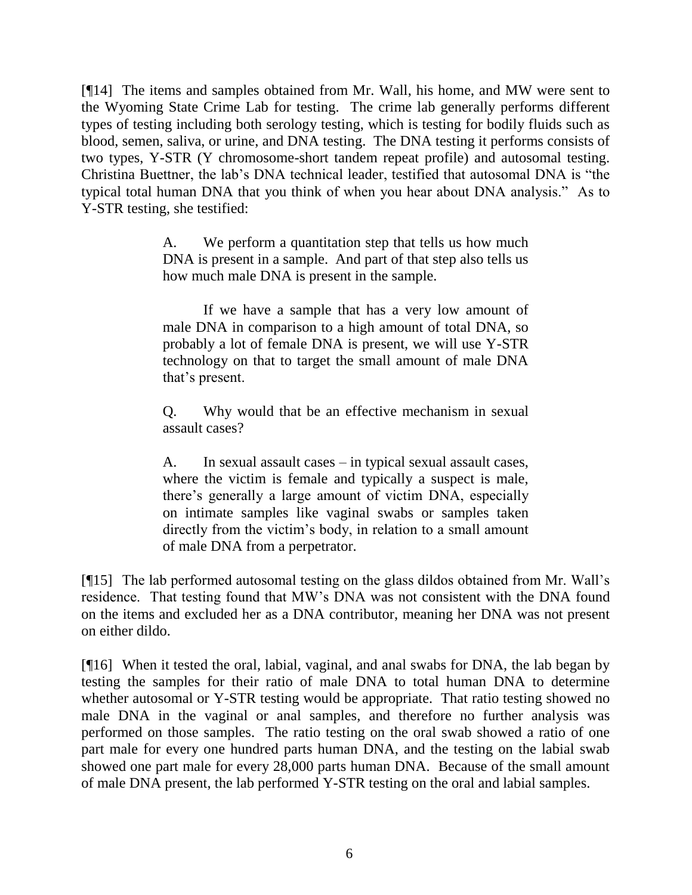[¶14] The items and samples obtained from Mr. Wall, his home, and MW were sent to the Wyoming State Crime Lab for testing. The crime lab generally performs different types of testing including both serology testing, which is testing for bodily fluids such as blood, semen, saliva, or urine, and DNA testing. The DNA testing it performs consists of two types, Y-STR (Y chromosome-short tandem repeat profile) and autosomal testing. Christina Buettner, the lab's DNA technical leader, testified that autosomal DNA is "the typical total human DNA that you think of when you hear about DNA analysis." As to Y-STR testing, she testified:

> A. We perform a quantitation step that tells us how much DNA is present in a sample. And part of that step also tells us how much male DNA is present in the sample.
>
> If we have a sample that has a very low amount of male DNA in comparison to a high amount of total DNA, so probably a lot of female DNA is present, we will use Y-STR technology on that to target the small amount of male DNA that's present.
>
> Q. Why would that be an effective mechanism in sexual assault cases?
>
> A. In sexual assault cases – in typical sexual assault cases, where the victim is female and typically a suspect is male, there's generally a large amount of victim DNA, especially on intimate samples like vaginal swabs or samples taken directly from the victim's body, in relation to a small amount of male DNA from a perpetrator.

[¶15] The lab performed autosomal testing on the glass dildos obtained from Mr. Wall's residence. That testing found that MW's DNA was not consistent with the DNA found on the items and excluded her as a DNA contributor, meaning her DNA was not present on either dildo.

[¶16] When it tested the oral, labial, vaginal, and anal swabs for DNA, the lab began by testing the samples for their ratio of male DNA to total human DNA to determine whether autosomal or Y-STR testing would be appropriate. That ratio testing showed no male DNA in the vaginal or anal samples, and therefore no further analysis was performed on those samples. The ratio testing on the oral swab showed a ratio of one part male for every one hundred parts human DNA, and the testing on the labial swab showed one part male for every 28,000 parts human DNA. Because of the small amount of male DNA present, the lab performed Y-STR testing on the oral and labial samples.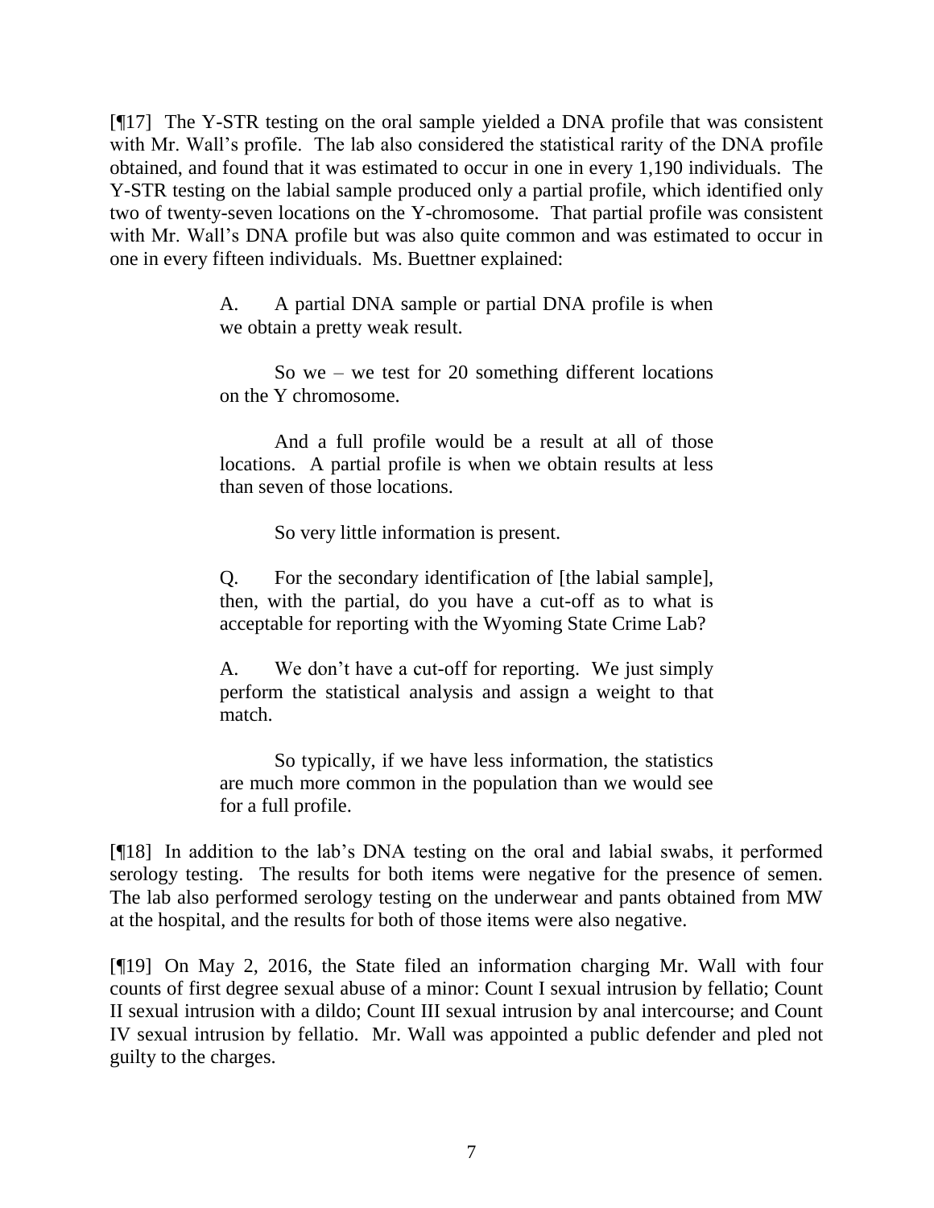[¶17] The Y-STR testing on the oral sample yielded a DNA profile that was consistent with Mr. Wall's profile. The lab also considered the statistical rarity of the DNA profile obtained, and found that it was estimated to occur in one in every 1,190 individuals. The Y-STR testing on the labial sample produced only a partial profile, which identified only two of twenty-seven locations on the Y-chromosome. That partial profile was consistent with Mr. Wall's DNA profile but was also quite common and was estimated to occur in one in every fifteen individuals. Ms. Buettner explained:

> A. A partial DNA sample or partial DNA profile is when we obtain a pretty weak result.
>
> So we – we test for 20 something different locations on the Y chromosome.
>
> And a full profile would be a result at all of those locations. A partial profile is when we obtain results at less than seven of those locations.
>
> So very little information is present.
>
> Q. For the secondary identification of [the labial sample], then, with the partial, do you have a cut-off as to what is acceptable for reporting with the Wyoming State Crime Lab?
>
> A. We don't have a cut-off for reporting. We just simply perform the statistical analysis and assign a weight to that match.
>
> So typically, if we have less information, the statistics are much more common in the population than we would see for a full profile.

[¶18] In addition to the lab's DNA testing on the oral and labial swabs, it performed serology testing. The results for both items were negative for the presence of semen. The lab also performed serology testing on the underwear and pants obtained from MW at the hospital, and the results for both of those items were also negative.

[¶19] On May 2, 2016, the State filed an information charging Mr. Wall with four counts of first degree sexual abuse of a minor: Count I sexual intrusion by fellatio; Count II sexual intrusion with a dildo; Count III sexual intrusion by anal intercourse; and Count IV sexual intrusion by fellatio. Mr. Wall was appointed a public defender and pled not guilty to the charges.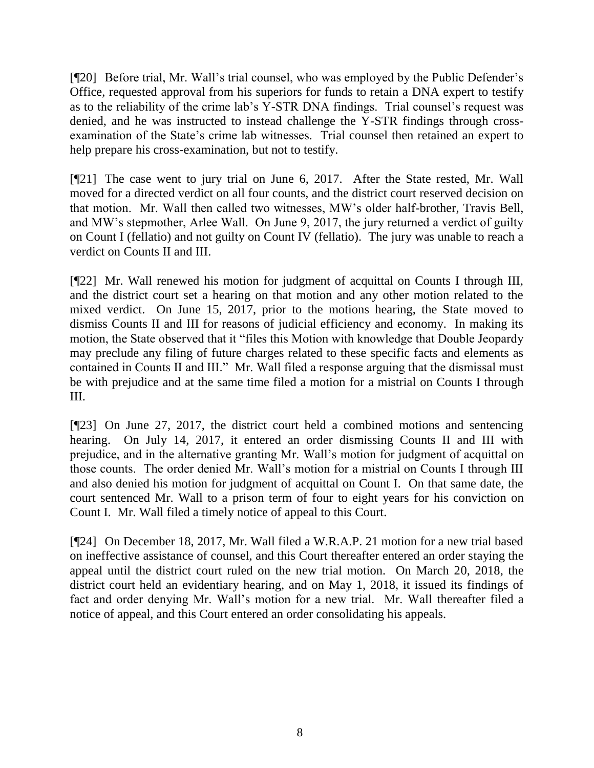[¶20] Before trial, Mr. Wall's trial counsel, who was employed by the Public Defender's Office, requested approval from his superiors for funds to retain a DNA expert to testify as to the reliability of the crime lab's Y-STR DNA findings. Trial counsel's request was denied, and he was instructed to instead challenge the Y-STR findings through cross-examination of the State's crime lab witnesses. Trial counsel then retained an expert to help prepare his cross-examination, but not to testify.

[¶21] The case went to jury trial on June 6, 2017. After the State rested, Mr. Wall moved for a directed verdict on all four counts, and the district court reserved decision on that motion. Mr. Wall then called two witnesses, MW's older half-brother, Travis Bell, and MW's stepmother, Arlee Wall. On June 9, 2017, the jury returned a verdict of guilty on Count I (fellatio) and not guilty on Count IV (fellatio). The jury was unable to reach a verdict on Counts II and III.

[¶22] Mr. Wall renewed his motion for judgment of acquittal on Counts I through III, and the district court set a hearing on that motion and any other motion related to the mixed verdict. On June 15, 2017, prior to the motions hearing, the State moved to dismiss Counts II and III for reasons of judicial efficiency and economy. In making its motion, the State observed that it "files this Motion with knowledge that Double Jeopardy may preclude any filing of future charges related to these specific facts and elements as contained in Counts II and III." Mr. Wall filed a response arguing that the dismissal must be with prejudice and at the same time filed a motion for a mistrial on Counts I through III.

[¶23] On June 27, 2017, the district court held a combined motions and sentencing hearing. On July 14, 2017, it entered an order dismissing Counts II and III with prejudice, and in the alternative granting Mr. Wall's motion for judgment of acquittal on those counts. The order denied Mr. Wall's motion for a mistrial on Counts I through III and also denied his motion for judgment of acquittal on Count I. On that same date, the court sentenced Mr. Wall to a prison term of four to eight years for his conviction on Count I. Mr. Wall filed a timely notice of appeal to this Court.

[¶24] On December 18, 2017, Mr. Wall filed a W.R.A.P. 21 motion for a new trial based on ineffective assistance of counsel, and this Court thereafter entered an order staying the appeal until the district court ruled on the new trial motion. On March 20, 2018, the district court held an evidentiary hearing, and on May 1, 2018, it issued its findings of fact and order denying Mr. Wall's motion for a new trial. Mr. Wall thereafter filed a notice of appeal, and this Court entered an order consolidating his appeals.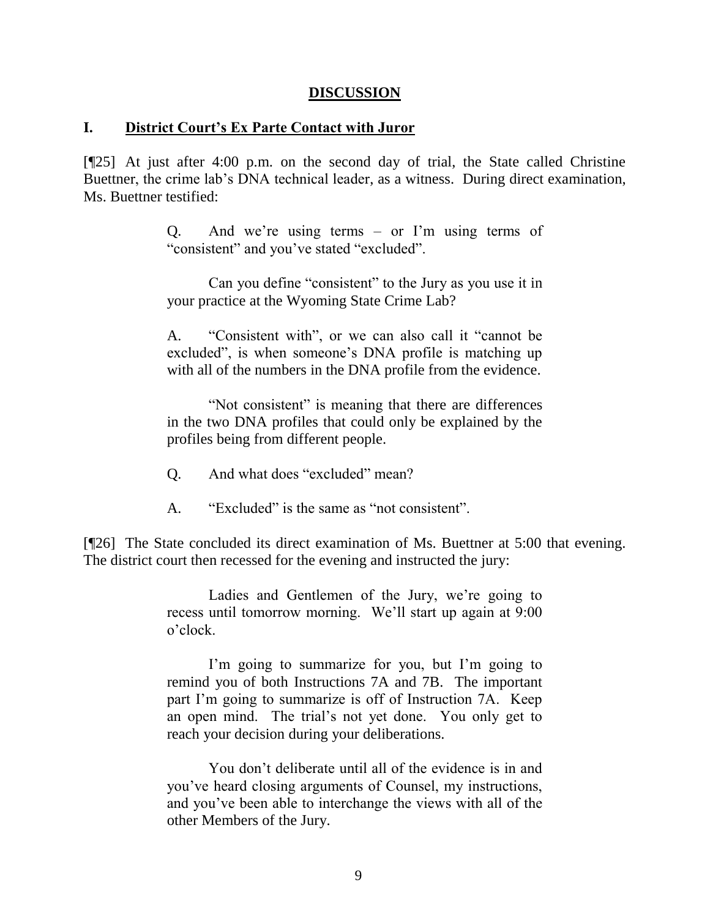## DISCUSSION

### I. District Court's Ex Parte Contact with Juror

[¶25] At just after 4:00 p.m. on the second day of trial, the State called Christine Buettner, the crime lab's DNA technical leader, as a witness. During direct examination, Ms. Buettner testified:

> Q. And we're using terms – or I'm using terms of "consistent" and you've stated "excluded".
>
> Can you define "consistent" to the Jury as you use it in your practice at the Wyoming State Crime Lab?
>
> A. "Consistent with", or we can also call it "cannot be excluded", is when someone's DNA profile is matching up with all of the numbers in the DNA profile from the evidence.
>
> "Not consistent" is meaning that there are differences in the two DNA profiles that could only be explained by the profiles being from different people.
>
> Q. And what does "excluded" mean?
>
> A. "Excluded" is the same as "not consistent".

[¶26] The State concluded its direct examination of Ms. Buettner at 5:00 that evening. The district court then recessed for the evening and instructed the jury:

> Ladies and Gentlemen of the Jury, we're going to recess until tomorrow morning. We'll start up again at 9:00 o'clock.
>
> I'm going to summarize for you, but I'm going to remind you of both Instructions 7A and 7B. The important part I'm going to summarize is off of Instruction 7A. Keep an open mind. The trial's not yet done. You only get to reach your decision during your deliberations.
>
> You don't deliberate until all of the evidence is in and you've heard closing arguments of Counsel, my instructions, and you've been able to interchange the views with all of the other Members of the Jury.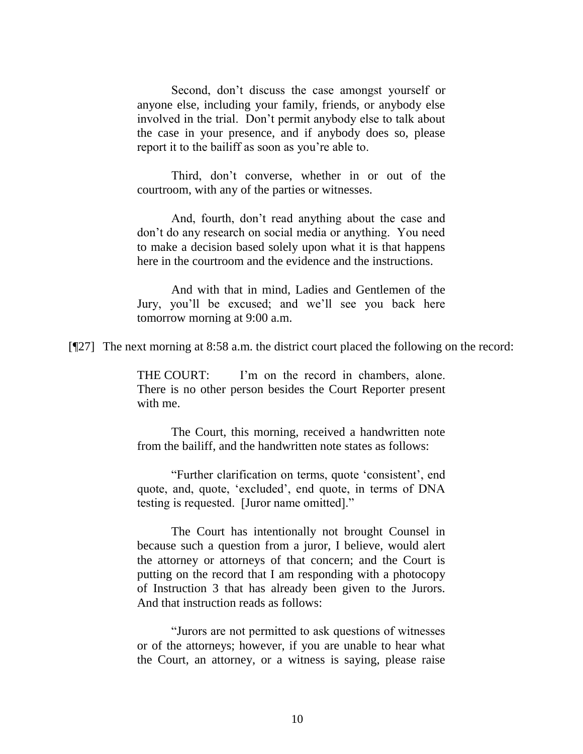> Second, don't discuss the case amongst yourself or anyone else, including your family, friends, or anybody else involved in the trial. Don't permit anybody else to talk about the case in your presence, and if anybody does so, please report it to the bailiff as soon as you're able to.
>
> Third, don't converse, whether in or out of the courtroom, with any of the parties or witnesses.
>
> And, fourth, don't read anything about the case and don't do any research on social media or anything. You need to make a decision based solely upon what it is that happens here in the courtroom and the evidence and the instructions.
>
> And with that in mind, Ladies and Gentlemen of the Jury, you'll be excused; and we'll see you back here tomorrow morning at 9:00 a.m.

[¶27] The next morning at 8:58 a.m. the district court placed the following on the record:

> THE COURT: I'm on the record in chambers, alone. There is no other person besides the Court Reporter present with me.
>
> The Court, this morning, received a handwritten note from the bailiff, and the handwritten note states as follows:
>
> "Further clarification on terms, quote 'consistent', end quote, and, quote, 'excluded', end quote, in terms of DNA testing is requested. [Juror name omitted]."
>
> The Court has intentionally not brought Counsel in because such a question from a juror, I believe, would alert the attorney or attorneys of that concern; and the Court is putting on the record that I am responding with a photocopy of Instruction 3 that has already been given to the Jurors. And that instruction reads as follows:
>
> "Jurors are not permitted to ask questions of witnesses or of the attorneys; however, if you are unable to hear what the Court, an attorney, or a witness is saying, please raise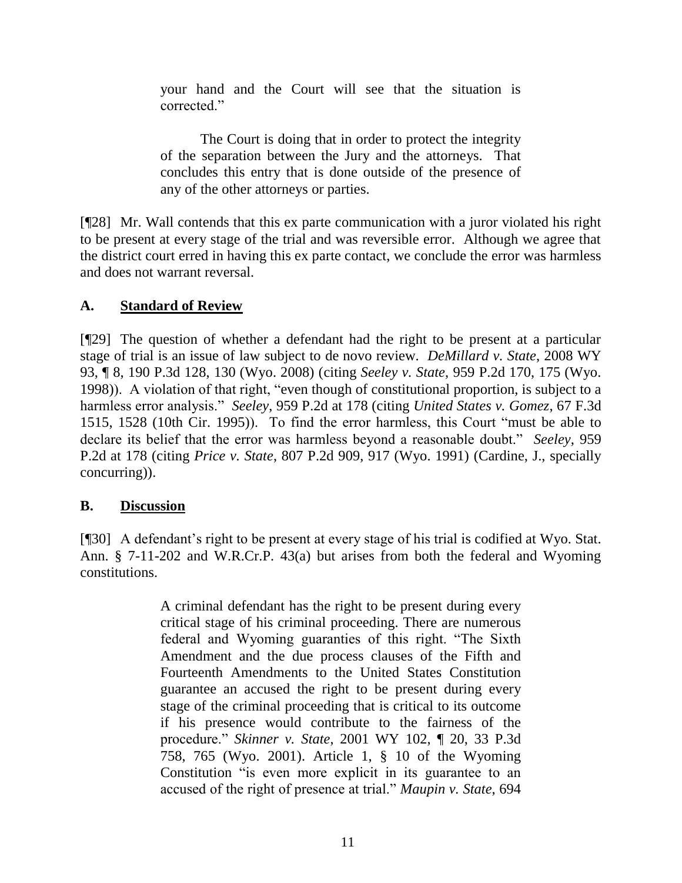> your hand and the Court will see that the situation is corrected."
>
> The Court is doing that in order to protect the integrity of the separation between the Jury and the attorneys. That concludes this entry that is done outside of the presence of any of the other attorneys or parties.

[¶28] Mr. Wall contends that this ex parte communication with a juror violated his right to be present at every stage of the trial and was reversible error. Although we agree that the district court erred in having this ex parte contact, we conclude the error was harmless and does not warrant reversal.

## A. Standard of Review

[¶29] The question of whether a defendant had the right to be present at a particular stage of trial is an issue of law subject to de novo review. *DeMillard v. State*, 2008 WY 93, ¶ 8, 190 P.3d 128, 130 (Wyo. 2008) (citing *Seeley v. State*, 959 P.2d 170, 175 (Wyo. 1998)). A violation of that right, "even though of constitutional proportion, is subject to a harmless error analysis." *Seeley*, 959 P.2d at 178 (citing *United States v. Gomez*, 67 F.3d 1515, 1528 (10th Cir. 1995)). To find the error harmless, this Court "must be able to declare its belief that the error was harmless beyond a reasonable doubt." *Seeley*, 959 P.2d at 178 (citing *Price v. State*, 807 P.2d 909, 917 (Wyo. 1991) (Cardine, J., specially concurring)).

## B. Discussion

[¶30] A defendant's right to be present at every stage of his trial is codified at Wyo. Stat. Ann. § 7-11-202 and W.R.Cr.P. 43(a) but arises from both the federal and Wyoming constitutions.

> A criminal defendant has the right to be present during every critical stage of his criminal proceeding. There are numerous federal and Wyoming guaranties of this right. "The Sixth Amendment and the due process clauses of the Fifth and Fourteenth Amendments to the United States Constitution guarantee an accused the right to be present during every stage of the criminal proceeding that is critical to its outcome if his presence would contribute to the fairness of the procedure." *Skinner v. State*, 2001 WY 102, ¶ 20, 33 P.3d 758, 765 (Wyo. 2001). Article 1, § 10 of the Wyoming Constitution "is even more explicit in its guarantee to an accused of the right of presence at trial." *Maupin v. State*, 694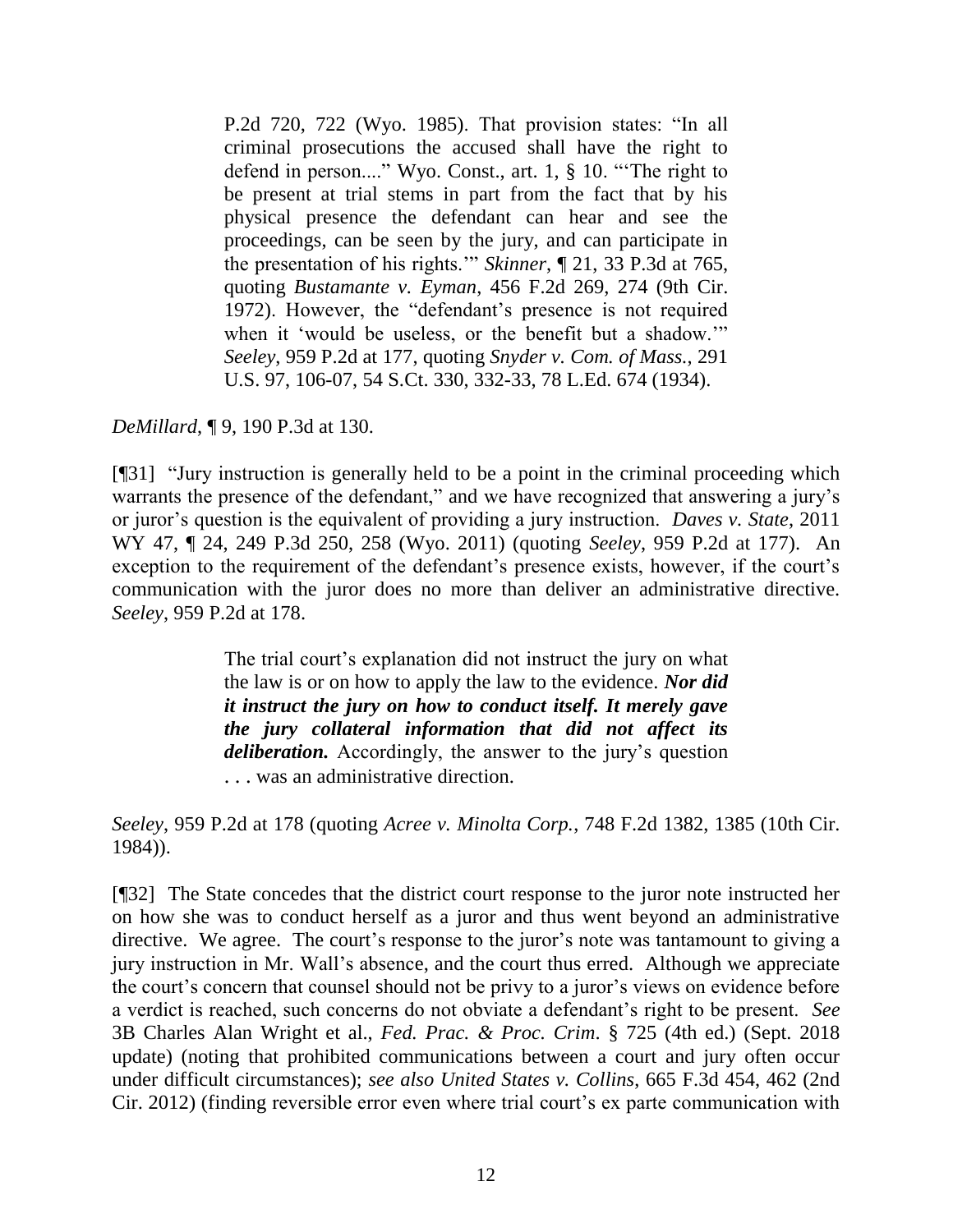> P.2d 720, 722 (Wyo. 1985). That provision states: "In all criminal prosecutions the accused shall have the right to defend in person...." Wyo. Const., art. 1, § 10. "'The right to be present at trial stems in part from the fact that by his physical presence the defendant can hear and see the proceedings, can be seen by the jury, and can participate in the presentation of his rights.'" *Skinner*, ¶ 21, 33 P.3d at 765, quoting *Bustamante v. Eyman*, 456 F.2d 269, 274 (9th Cir. 1972). However, the "defendant's presence is not required when it 'would be useless, or the benefit but a shadow.'" *Seeley*, 959 P.2d at 177, quoting *Snyder v. Com. of Mass.*, 291 U.S. 97, 106-07, 54 S.Ct. 330, 332-33, 78 L.Ed. 674 (1934).

*DeMillard*, ¶ 9, 190 P.3d at 130.

[¶31] "Jury instruction is generally held to be a point in the criminal proceeding which warrants the presence of the defendant," and we have recognized that answering a jury's or juror's question is the equivalent of providing a jury instruction. *Daves v. State*, 2011 WY 47, ¶ 24, 249 P.3d 250, 258 (Wyo. 2011) (quoting *Seeley*, 959 P.2d at 177). An exception to the requirement of the defendant's presence exists, however, if the court's communication with the juror does no more than deliver an administrative directive. *Seeley*, 959 P.2d at 178.

> The trial court's explanation did not instruct the jury on what the law is or on how to apply the law to the evidence. ***Nor did it instruct the jury on how to conduct itself. It merely gave the jury collateral information that did not affect its deliberation.*** Accordingly, the answer to the jury's question . . . was an administrative direction.

*Seeley*, 959 P.2d at 178 (quoting *Acree v. Minolta Corp.*, 748 F.2d 1382, 1385 (10th Cir. 1984)).

[¶32] The State concedes that the district court response to the juror note instructed her on how she was to conduct herself as a juror and thus went beyond an administrative directive. We agree. The court's response to the juror's note was tantamount to giving a jury instruction in Mr. Wall's absence, and the court thus erred. Although we appreciate the court's concern that counsel should not be privy to a juror's views on evidence before a verdict is reached, such concerns do not obviate a defendant's right to be present. *See* 3B Charles Alan Wright et al., *Fed. Prac. & Proc. Crim*. § 725 (4th ed.) (Sept. 2018 update) (noting that prohibited communications between a court and jury often occur under difficult circumstances); *see also United States v. Collins*, 665 F.3d 454, 462 (2nd Cir. 2012) (finding reversible error even where trial court's ex parte communication with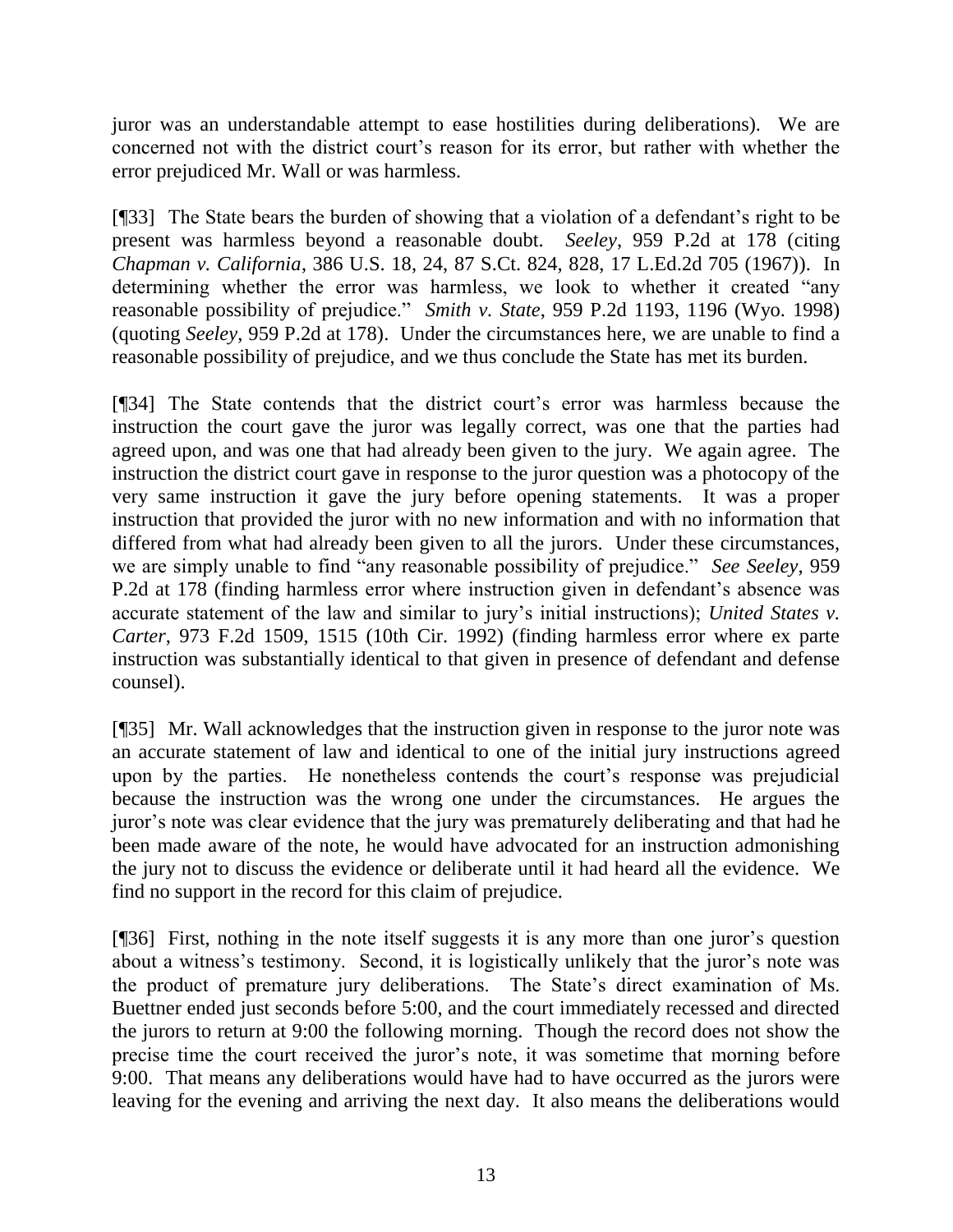juror was an understandable attempt to ease hostilities during deliberations). We are concerned not with the district court's reason for its error, but rather with whether the error prejudiced Mr. Wall or was harmless.

[¶33] The State bears the burden of showing that a violation of a defendant's right to be present was harmless beyond a reasonable doubt. *Seeley*, 959 P.2d at 178 (citing *Chapman v. California*, 386 U.S. 18, 24, 87 S.Ct. 824, 828, 17 L.Ed.2d 705 (1967)). In determining whether the error was harmless, we look to whether it created "any reasonable possibility of prejudice." *Smith v. State*, 959 P.2d 1193, 1196 (Wyo. 1998) (quoting *Seeley*, 959 P.2d at 178). Under the circumstances here, we are unable to find a reasonable possibility of prejudice, and we thus conclude the State has met its burden.

[¶34] The State contends that the district court's error was harmless because the instruction the court gave the juror was legally correct, was one that the parties had agreed upon, and was one that had already been given to the jury. We again agree. The instruction the district court gave in response to the juror question was a photocopy of the very same instruction it gave the jury before opening statements. It was a proper instruction that provided the juror with no new information and with no information that differed from what had already been given to all the jurors. Under these circumstances, we are simply unable to find "any reasonable possibility of prejudice." *See Seeley*, 959 P.2d at 178 (finding harmless error where instruction given in defendant's absence was accurate statement of the law and similar to jury's initial instructions); *United States v. Carter*, 973 F.2d 1509, 1515 (10th Cir. 1992) (finding harmless error where ex parte instruction was substantially identical to that given in presence of defendant and defense counsel).

[¶35] Mr. Wall acknowledges that the instruction given in response to the juror note was an accurate statement of law and identical to one of the initial jury instructions agreed upon by the parties. He nonetheless contends the court's response was prejudicial because the instruction was the wrong one under the circumstances. He argues the juror's note was clear evidence that the jury was prematurely deliberating and that had he been made aware of the note, he would have advocated for an instruction admonishing the jury not to discuss the evidence or deliberate until it had heard all the evidence. We find no support in the record for this claim of prejudice.

[¶36] First, nothing in the note itself suggests it is any more than one juror's question about a witness's testimony. Second, it is logistically unlikely that the juror's note was the product of premature jury deliberations. The State's direct examination of Ms. Buettner ended just seconds before 5:00, and the court immediately recessed and directed the jurors to return at 9:00 the following morning. Though the record does not show the precise time the court received the juror's note, it was sometime that morning before 9:00. That means any deliberations would have had to have occurred as the jurors were leaving for the evening and arriving the next day. It also means the deliberations would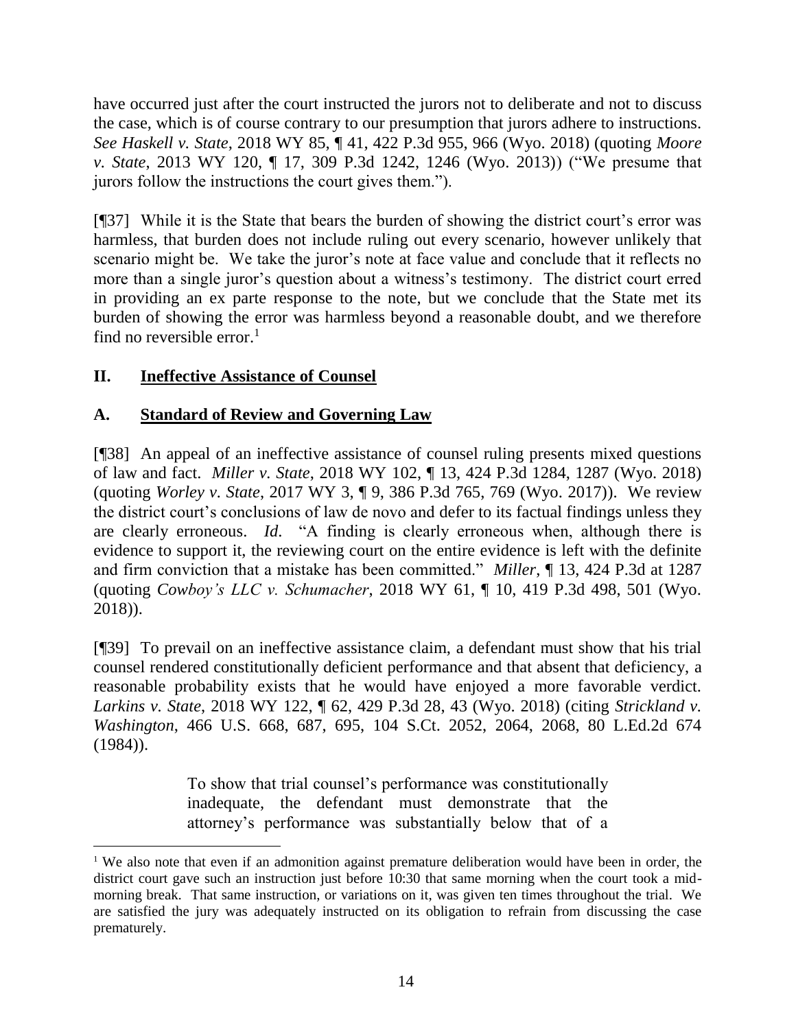have occurred just after the court instructed the jurors not to deliberate and not to discuss the case, which is of course contrary to our presumption that jurors adhere to instructions. *See Haskell v. State*, 2018 WY 85, ¶ 41, 422 P.3d 955, 966 (Wyo. 2018) (quoting *Moore v. State*, 2013 WY 120, ¶ 17, 309 P.3d 1242, 1246 (Wyo. 2013)) ("We presume that jurors follow the instructions the court gives them.").

[¶37] While it is the State that bears the burden of showing the district court's error was harmless, that burden does not include ruling out every scenario, however unlikely that scenario might be. We take the juror's note at face value and conclude that it reflects no more than a single juror's question about a witness's testimony. The district court erred in providing an ex parte response to the note, but we conclude that the State met its burden of showing the error was harmless beyond a reasonable doubt, and we therefore find no reversible error.[1]

## II. Ineffective Assistance of Counsel

### A. Standard of Review and Governing Law

[¶38] An appeal of an ineffective assistance of counsel ruling presents mixed questions of law and fact. *Miller v. State*, 2018 WY 102, ¶ 13, 424 P.3d 1284, 1287 (Wyo. 2018) (quoting *Worley v. State*, 2017 WY 3, ¶ 9, 386 P.3d 765, 769 (Wyo. 2017)). We review the district court's conclusions of law de novo and defer to its factual findings unless they are clearly erroneous. *Id*. "A finding is clearly erroneous when, although there is evidence to support it, the reviewing court on the entire evidence is left with the definite and firm conviction that a mistake has been committed." *Miller*, ¶ 13, 424 P.3d at 1287 (quoting *Cowboy's LLC v. Schumacher*, 2018 WY 61, ¶ 10, 419 P.3d 498, 501 (Wyo. 2018)).

[¶39] To prevail on an ineffective assistance claim, a defendant must show that his trial counsel rendered constitutionally deficient performance and that absent that deficiency, a reasonable probability exists that he would have enjoyed a more favorable verdict. *Larkins v. State*, 2018 WY 122, ¶ 62, 429 P.3d 28, 43 (Wyo. 2018) (citing *Strickland v. Washington*, 466 U.S. 668, 687, 695, 104 S.Ct. 2052, 2064, 2068, 80 L.Ed.2d 674 (1984)).

> To show that trial counsel's performance was constitutionally inadequate, the defendant must demonstrate that the attorney's performance was substantially below that of a

[1] We also note that even if an admonition against premature deliberation would have been in order, the district court gave such an instruction just before 10:30 that same morning when the court took a mid-morning break. That same instruction, or variations on it, was given ten times throughout the trial. We are satisfied the jury was adequately instructed on its obligation to refrain from discussing the case prematurely.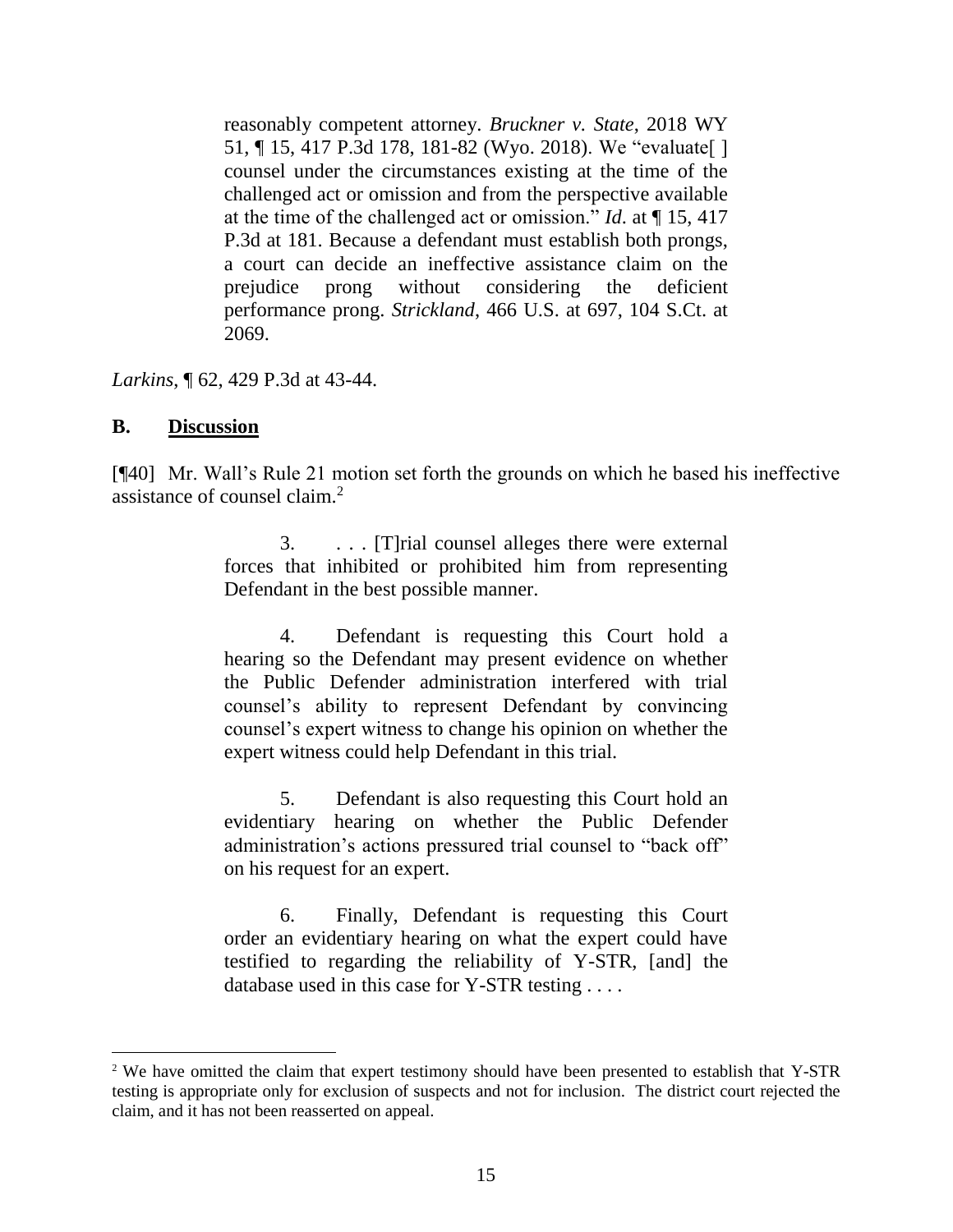> reasonably competent attorney. *Bruckner v. State*, 2018 WY 51, ¶ 15, 417 P.3d 178, 181-82 (Wyo. 2018). We "evaluate[ ] counsel under the circumstances existing at the time of the challenged act or omission and from the perspective available at the time of the challenged act or omission." *Id*. at ¶ 15, 417 P.3d at 181. Because a defendant must establish both prongs, a court can decide an ineffective assistance claim on the prejudice prong without considering the deficient performance prong. *Strickland*, 466 U.S. at 697, 104 S.Ct. at 2069.

*Larkins*, ¶ 62, 429 P.3d at 43-44.

### B. Discussion

[¶40] Mr. Wall's Rule 21 motion set forth the grounds on which he based his ineffective assistance of counsel claim.[2]

> 3. . . . [T]rial counsel alleges there were external forces that inhibited or prohibited him from representing Defendant in the best possible manner.
>
> 4. Defendant is requesting this Court hold a hearing so the Defendant may present evidence on whether the Public Defender administration interfered with trial counsel's ability to represent Defendant by convincing counsel's expert witness to change his opinion on whether the expert witness could help Defendant in this trial.
>
> 5. Defendant is also requesting this Court hold an evidentiary hearing on whether the Public Defender administration's actions pressured trial counsel to "back off" on his request for an expert.
>
> 6. Finally, Defendant is requesting this Court order an evidentiary hearing on what the expert could have testified to regarding the reliability of Y-STR, [and] the database used in this case for Y-STR testing . . . .

[2] We have omitted the claim that expert testimony should have been presented to establish that Y-STR testing is appropriate only for exclusion of suspects and not for inclusion. The district court rejected the claim, and it has not been reasserted on appeal.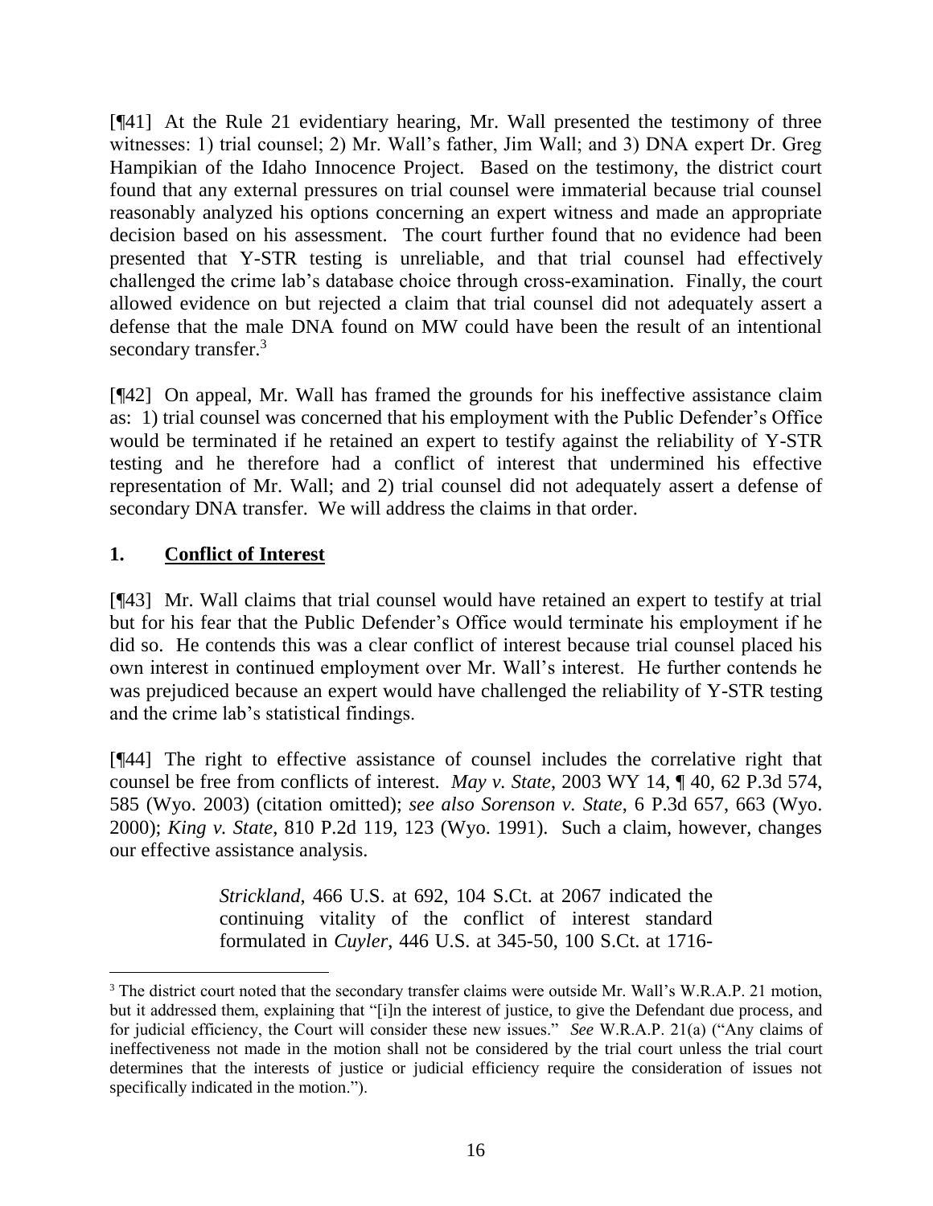[¶41] At the Rule 21 evidentiary hearing, Mr. Wall presented the testimony of three witnesses: 1) trial counsel; 2) Mr. Wall's father, Jim Wall; and 3) DNA expert Dr. Greg Hampikian of the Idaho Innocence Project. Based on the testimony, the district court found that any external pressures on trial counsel were immaterial because trial counsel reasonably analyzed his options concerning an expert witness and made an appropriate decision based on his assessment. The court further found that no evidence had been presented that Y-STR testing is unreliable, and that trial counsel had effectively challenged the crime lab's database choice through cross-examination. Finally, the court allowed evidence on but rejected a claim that trial counsel did not adequately assert a defense that the male DNA found on MW could have been the result of an intentional secondary transfer.[3]

[¶42] On appeal, Mr. Wall has framed the grounds for his ineffective assistance claim as: 1) trial counsel was concerned that his employment with the Public Defender's Office would be terminated if he retained an expert to testify against the reliability of Y-STR testing and he therefore had a conflict of interest that undermined his effective representation of Mr. Wall; and 2) trial counsel did not adequately assert a defense of secondary DNA transfer. We will address the claims in that order.

## 1. Conflict of Interest

[¶43] Mr. Wall claims that trial counsel would have retained an expert to testify at trial but for his fear that the Public Defender's Office would terminate his employment if he did so. He contends this was a clear conflict of interest because trial counsel placed his own interest in continued employment over Mr. Wall's interest. He further contends he was prejudiced because an expert would have challenged the reliability of Y-STR testing and the crime lab's statistical findings.

[¶44] The right to effective assistance of counsel includes the correlative right that counsel be free from conflicts of interest. *May v. State*, 2003 WY 14, ¶ 40, 62 P.3d 574, 585 (Wyo. 2003) (citation omitted); *see also Sorenson v. State*, 6 P.3d 657, 663 (Wyo. 2000); *King v. State*, 810 P.2d 119, 123 (Wyo. 1991). Such a claim, however, changes our effective assistance analysis.

> *Strickland*, 466 U.S. at 692, 104 S.Ct. at 2067 indicated the continuing vitality of the conflict of interest standard formulated in *Cuyler*, 446 U.S. at 345-50, 100 S.Ct. at 1716-

---

[3] The district court noted that the secondary transfer claims were outside Mr. Wall's W.R.A.P. 21 motion, but it addressed them, explaining that "[i]n the interest of justice, to give the Defendant due process, and for judicial efficiency, the Court will consider these new issues." *See* W.R.A.P. 21(a) ("Any claims of ineffectiveness not made in the motion shall not be considered by the trial court unless the trial court determines that the interests of justice or judicial efficiency require the consideration of issues not specifically indicated in the motion.").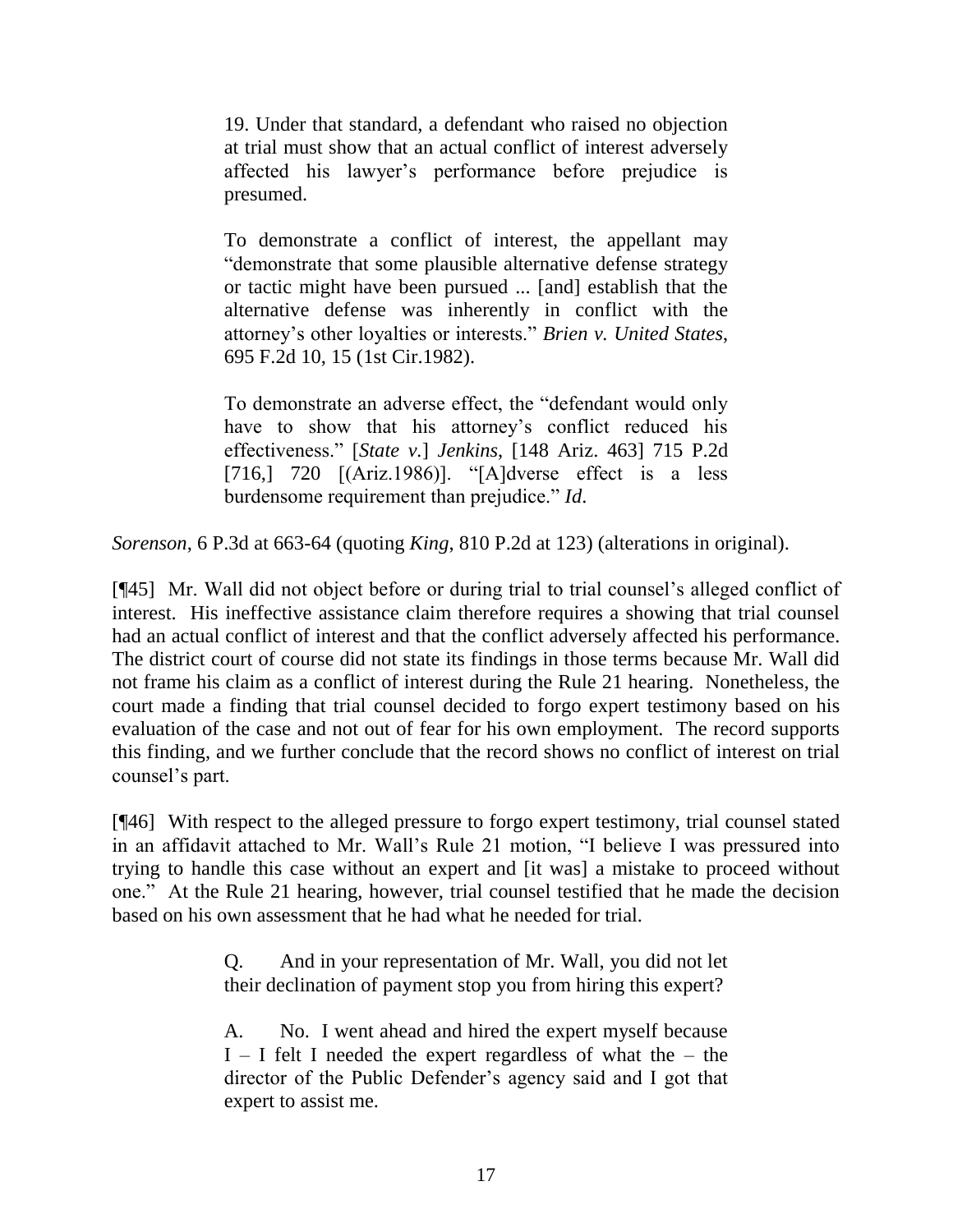> 19. Under that standard, a defendant who raised no objection at trial must show that an actual conflict of interest adversely affected his lawyer's performance before prejudice is presumed.
>
> To demonstrate a conflict of interest, the appellant may "demonstrate that some plausible alternative defense strategy or tactic might have been pursued ... [and] establish that the alternative defense was inherently in conflict with the attorney's other loyalties or interests." *Brien v. United States*, 695 F.2d 10, 15 (1st Cir.1982).
>
> To demonstrate an adverse effect, the "defendant would only have to show that his attorney's conflict reduced his effectiveness." [*State v.*] *Jenkins*, [148 Ariz. 463] 715 P.2d [716,] 720 [(Ariz.1986)]. "[A]dverse effect is a less burdensome requirement than prejudice." *Id*.

*Sorenson*, 6 P.3d at 663-64 (quoting *King*, 810 P.2d at 123) (alterations in original).

[¶45] Mr. Wall did not object before or during trial to trial counsel's alleged conflict of interest. His ineffective assistance claim therefore requires a showing that trial counsel had an actual conflict of interest and that the conflict adversely affected his performance. The district court of course did not state its findings in those terms because Mr. Wall did not frame his claim as a conflict of interest during the Rule 21 hearing. Nonetheless, the court made a finding that trial counsel decided to forgo expert testimony based on his evaluation of the case and not out of fear for his own employment. The record supports this finding, and we further conclude that the record shows no conflict of interest on trial counsel's part.

[¶46] With respect to the alleged pressure to forgo expert testimony, trial counsel stated in an affidavit attached to Mr. Wall's Rule 21 motion, "I believe I was pressured into trying to handle this case without an expert and [it was] a mistake to proceed without one." At the Rule 21 hearing, however, trial counsel testified that he made the decision based on his own assessment that he had what he needed for trial.

> Q. And in your representation of Mr. Wall, you did not let their declination of payment stop you from hiring this expert?
>
> A. No. I went ahead and hired the expert myself because I – I felt I needed the expert regardless of what the – the director of the Public Defender's agency said and I got that expert to assist me.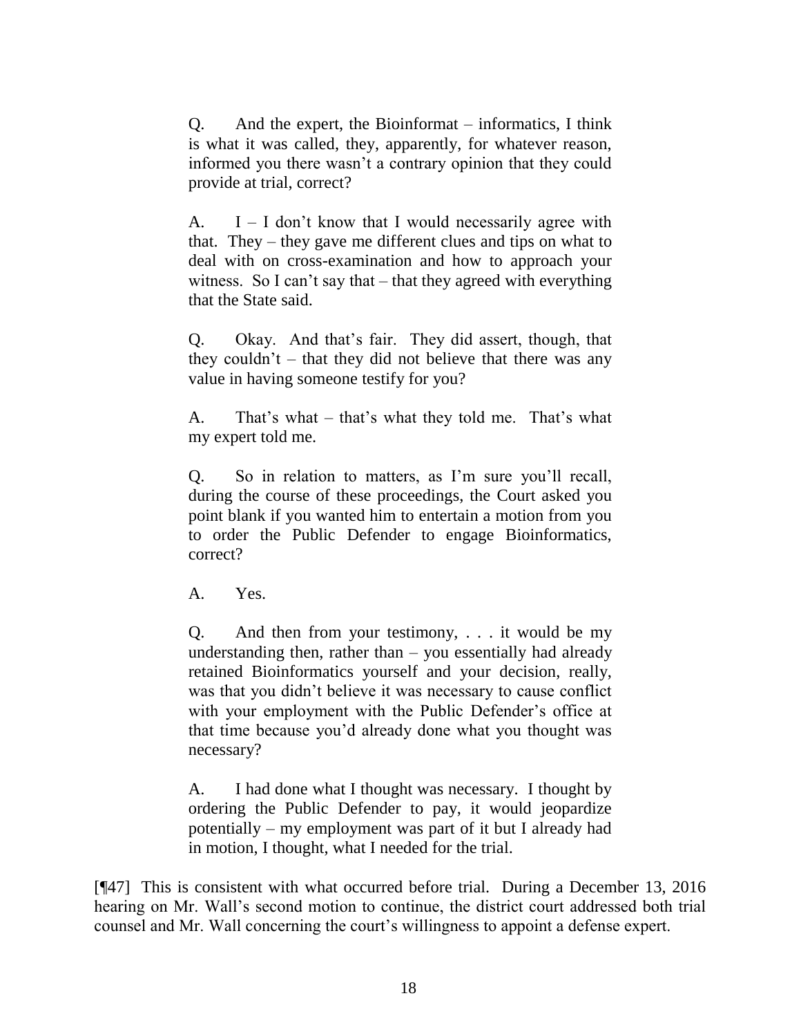> Q. And the expert, the Bioinformat – informatics, I think is what it was called, they, apparently, for whatever reason, informed you there wasn't a contrary opinion that they could provide at trial, correct?
>
> A. I – I don't know that I would necessarily agree with that. They – they gave me different clues and tips on what to deal with on cross-examination and how to approach your witness. So I can't say that – that they agreed with everything that the State said.
>
> Q. Okay. And that's fair. They did assert, though, that they couldn't – that they did not believe that there was any value in having someone testify for you?
>
> A. That's what – that's what they told me. That's what my expert told me.
>
> Q. So in relation to matters, as I'm sure you'll recall, during the course of these proceedings, the Court asked you point blank if you wanted him to entertain a motion from you to order the Public Defender to engage Bioinformatics, correct?
>
> A. Yes.
>
> Q. And then from your testimony, . . . it would be my understanding then, rather than – you essentially had already retained Bioinformatics yourself and your decision, really, was that you didn't believe it was necessary to cause conflict with your employment with the Public Defender's office at that time because you'd already done what you thought was necessary?
>
> A. I had done what I thought was necessary. I thought by ordering the Public Defender to pay, it would jeopardize potentially – my employment was part of it but I already had in motion, I thought, what I needed for the trial.

[¶47] This is consistent with what occurred before trial. During a December 13, 2016 hearing on Mr. Wall's second motion to continue, the district court addressed both trial counsel and Mr. Wall concerning the court's willingness to appoint a defense expert.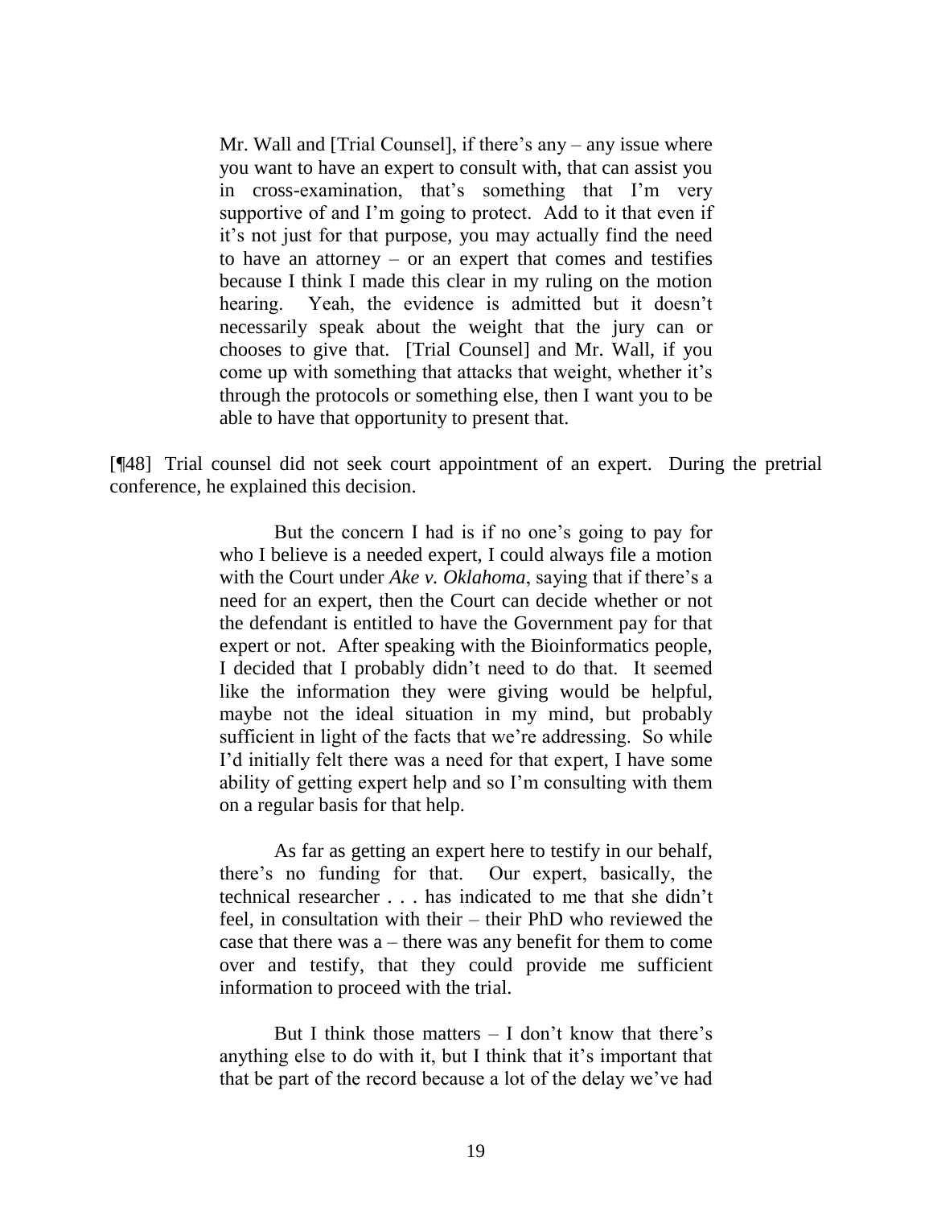> Mr. Wall and [Trial Counsel], if there's any – any issue where you want to have an expert to consult with, that can assist you in cross-examination, that's something that I'm very supportive of and I'm going to protect. Add to it that even if it's not just for that purpose, you may actually find the need to have an attorney – or an expert that comes and testifies because I think I made this clear in my ruling on the motion hearing. Yeah, the evidence is admitted but it doesn't necessarily speak about the weight that the jury can or chooses to give that. [Trial Counsel] and Mr. Wall, if you come up with something that attacks that weight, whether it's through the protocols or something else, then I want you to be able to have that opportunity to present that.

[¶48] Trial counsel did not seek court appointment of an expert. During the pretrial conference, he explained this decision.

> But the concern I had is if no one's going to pay for who I believe is a needed expert, I could always file a motion with the Court under *Ake v. Oklahoma*, saying that if there's a need for an expert, then the Court can decide whether or not the defendant is entitled to have the Government pay for that expert or not. After speaking with the Bioinformatics people, I decided that I probably didn't need to do that. It seemed like the information they were giving would be helpful, maybe not the ideal situation in my mind, but probably sufficient in light of the facts that we're addressing. So while I'd initially felt there was a need for that expert, I have some ability of getting expert help and so I'm consulting with them on a regular basis for that help.
>
> As far as getting an expert here to testify in our behalf, there's no funding for that. Our expert, basically, the technical researcher . . . has indicated to me that she didn't feel, in consultation with their – their PhD who reviewed the case that there was a – there was any benefit for them to come over and testify, that they could provide me sufficient information to proceed with the trial.
>
> But I think those matters – I don't know that there's anything else to do with it, but I think that it's important that that be part of the record because a lot of the delay we've had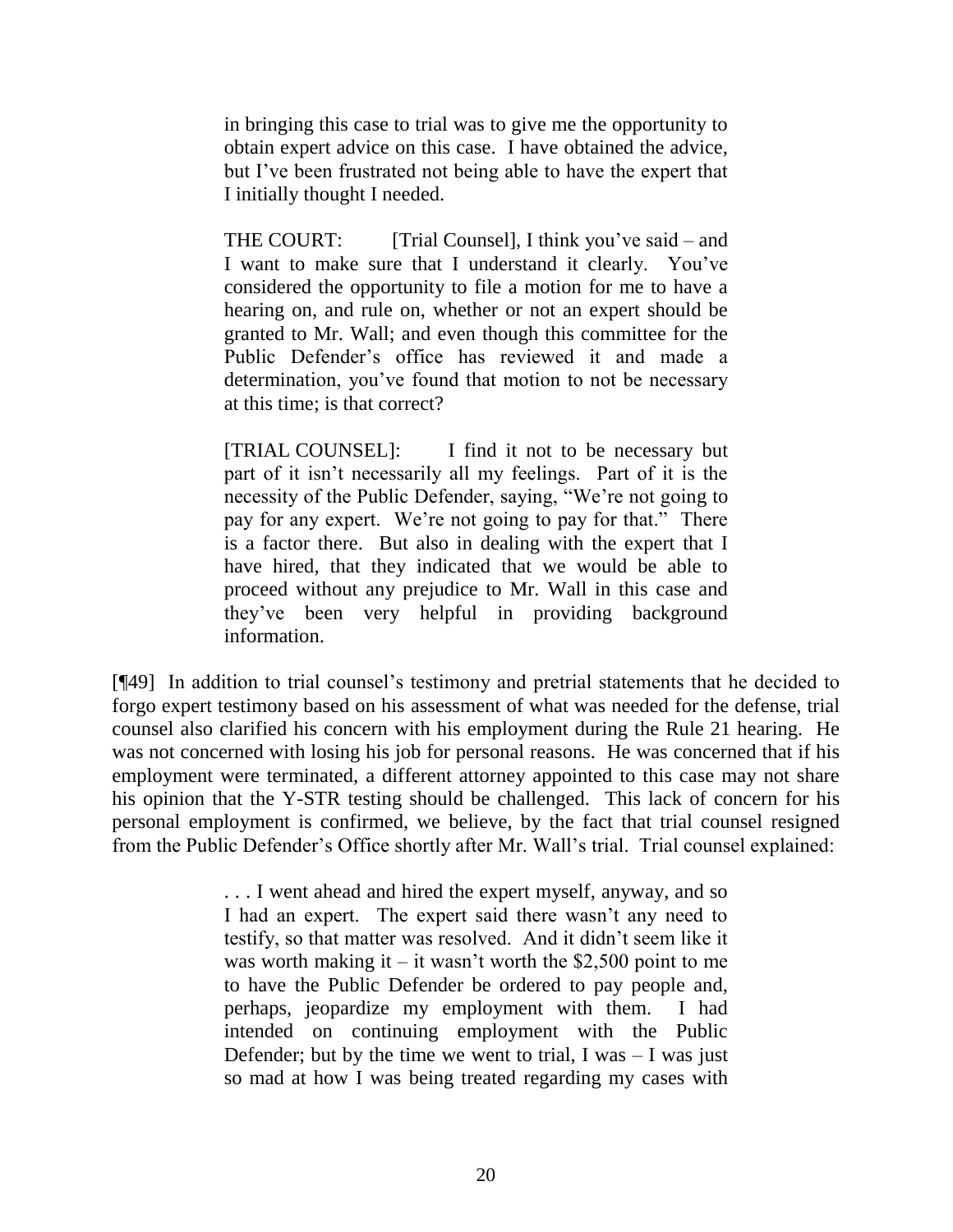> in bringing this case to trial was to give me the opportunity to obtain expert advice on this case. I have obtained the advice, but I've been frustrated not being able to have the expert that I initially thought I needed.
>
> THE COURT: [Trial Counsel], I think you've said – and I want to make sure that I understand it clearly. You've considered the opportunity to file a motion for me to have a hearing on, and rule on, whether or not an expert should be granted to Mr. Wall; and even though this committee for the Public Defender's office has reviewed it and made a determination, you've found that motion to not be necessary at this time; is that correct?
>
> [TRIAL COUNSEL]: I find it not to be necessary but part of it isn't necessarily all my feelings. Part of it is the necessity of the Public Defender, saying, "We're not going to pay for any expert. We're not going to pay for that." There is a factor there. But also in dealing with the expert that I have hired, that they indicated that we would be able to proceed without any prejudice to Mr. Wall in this case and they've been very helpful in providing background information.

[¶49] In addition to trial counsel's testimony and pretrial statements that he decided to forgo expert testimony based on his assessment of what was needed for the defense, trial counsel also clarified his concern with his employment during the Rule 21 hearing. He was not concerned with losing his job for personal reasons. He was concerned that if his employment were terminated, a different attorney appointed to this case may not share his opinion that the Y-STR testing should be challenged. This lack of concern for his personal employment is confirmed, we believe, by the fact that trial counsel resigned from the Public Defender's Office shortly after Mr. Wall's trial. Trial counsel explained:

> . . . I went ahead and hired the expert myself, anyway, and so I had an expert. The expert said there wasn't any need to testify, so that matter was resolved. And it didn't seem like it was worth making it – it wasn't worth the $2,500 point to me to have the Public Defender be ordered to pay people and, perhaps, jeopardize my employment with them. I had intended on continuing employment with the Public Defender; but by the time we went to trial, I was – I was just so mad at how I was being treated regarding my cases with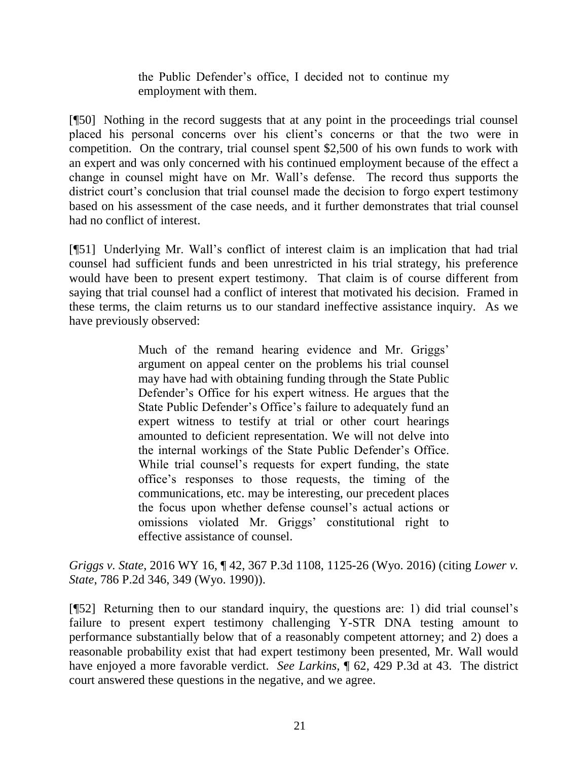> the Public Defender's office, I decided not to continue my employment with them.

[¶50] Nothing in the record suggests that at any point in the proceedings trial counsel placed his personal concerns over his client's concerns or that the two were in competition. On the contrary, trial counsel spent $2,500 of his own funds to work with an expert and was only concerned with his continued employment because of the effect a change in counsel might have on Mr. Wall's defense. The record thus supports the district court's conclusion that trial counsel made the decision to forgo expert testimony based on his assessment of the case needs, and it further demonstrates that trial counsel had no conflict of interest.

[¶51] Underlying Mr. Wall's conflict of interest claim is an implication that had trial counsel had sufficient funds and been unrestricted in his trial strategy, his preference would have been to present expert testimony. That claim is of course different from saying that trial counsel had a conflict of interest that motivated his decision. Framed in these terms, the claim returns us to our standard ineffective assistance inquiry. As we have previously observed:

> Much of the remand hearing evidence and Mr. Griggs' argument on appeal center on the problems his trial counsel may have had with obtaining funding through the State Public Defender's Office for his expert witness. He argues that the State Public Defender's Office's failure to adequately fund an expert witness to testify at trial or other court hearings amounted to deficient representation. We will not delve into the internal workings of the State Public Defender's Office. While trial counsel's requests for expert funding, the state office's responses to those requests, the timing of the communications, etc. may be interesting, our precedent places the focus upon whether defense counsel's actual actions or omissions violated Mr. Griggs' constitutional right to effective assistance of counsel.

*Griggs v. State*, 2016 WY 16, ¶ 42, 367 P.3d 1108, 1125-26 (Wyo. 2016) (citing *Lower v. State*, 786 P.2d 346, 349 (Wyo. 1990)).

[¶52] Returning then to our standard inquiry, the questions are: 1) did trial counsel's failure to present expert testimony challenging Y-STR DNA testing amount to performance substantially below that of a reasonably competent attorney; and 2) does a reasonable probability exist that had expert testimony been presented, Mr. Wall would have enjoyed a more favorable verdict. *See Larkins*, ¶ 62, 429 P.3d at 43. The district court answered these questions in the negative, and we agree.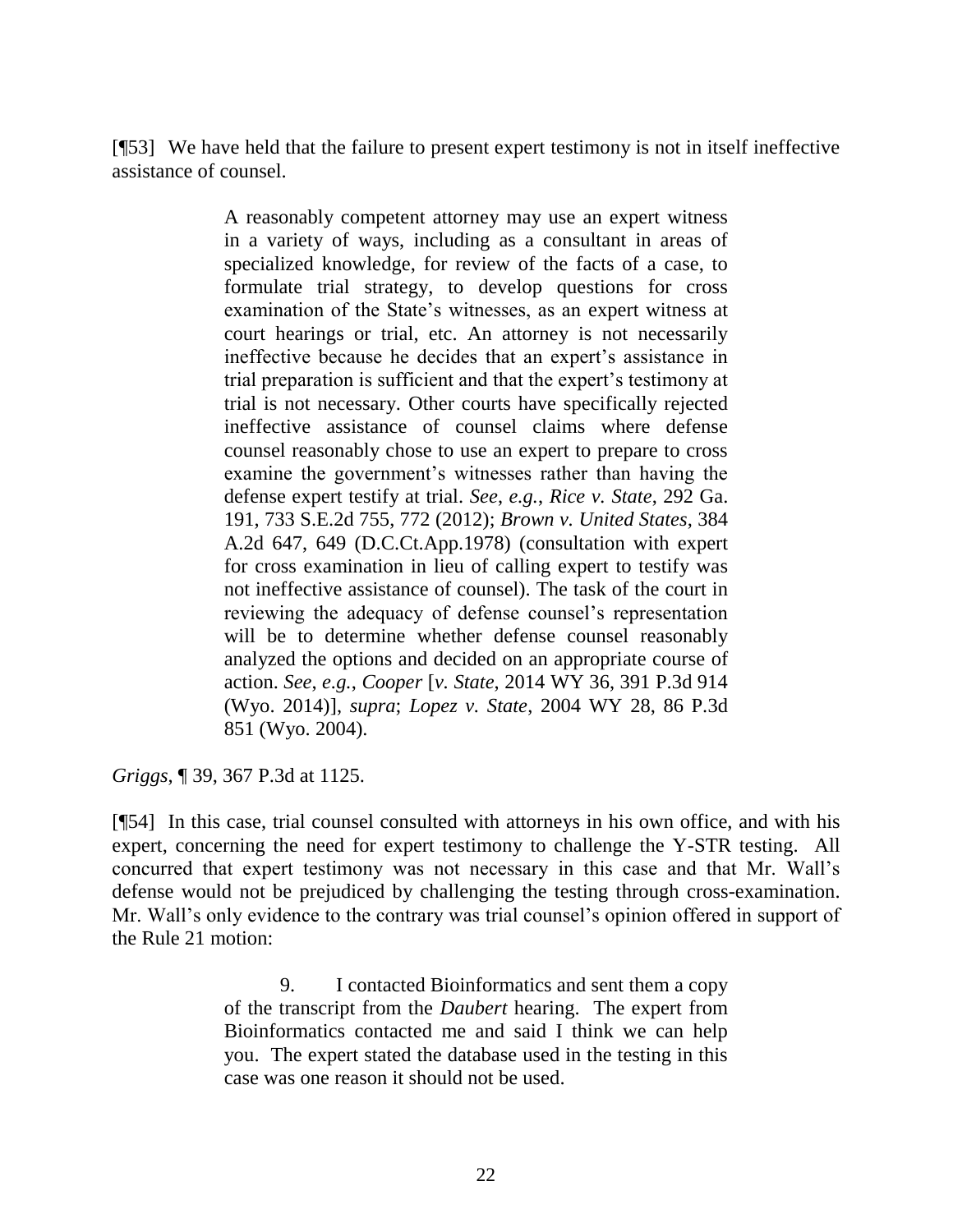[¶53] We have held that the failure to present expert testimony is not in itself ineffective assistance of counsel.

> A reasonably competent attorney may use an expert witness in a variety of ways, including as a consultant in areas of specialized knowledge, for review of the facts of a case, to formulate trial strategy, to develop questions for cross examination of the State's witnesses, as an expert witness at court hearings or trial, etc. An attorney is not necessarily ineffective because he decides that an expert's assistance in trial preparation is sufficient and that the expert's testimony at trial is not necessary. Other courts have specifically rejected ineffective assistance of counsel claims where defense counsel reasonably chose to use an expert to prepare to cross examine the government's witnesses rather than having the defense expert testify at trial. *See, e.g.*, *Rice v. State*, 292 Ga. 191, 733 S.E.2d 755, 772 (2012); *Brown v. United States*, 384 A.2d 647, 649 (D.C.Ct.App.1978) (consultation with expert for cross examination in lieu of calling expert to testify was not ineffective assistance of counsel). The task of the court in reviewing the adequacy of defense counsel's representation will be to determine whether defense counsel reasonably analyzed the options and decided on an appropriate course of action. *See, e.g.*, *Cooper* [*v. State*, 2014 WY 36, 391 P.3d 914 (Wyo. 2014)], *supra*; *Lopez v. State*, 2004 WY 28, 86 P.3d 851 (Wyo. 2004).

*Griggs*, ¶ 39, 367 P.3d at 1125.

[¶54] In this case, trial counsel consulted with attorneys in his own office, and with his expert, concerning the need for expert testimony to challenge the Y-STR testing. All concurred that expert testimony was not necessary in this case and that Mr. Wall's defense would not be prejudiced by challenging the testing through cross-examination. Mr. Wall's only evidence to the contrary was trial counsel's opinion offered in support of the Rule 21 motion:

> 9. I contacted Bioinformatics and sent them a copy of the transcript from the *Daubert* hearing. The expert from Bioinformatics contacted me and said I think we can help you. The expert stated the database used in the testing in this case was one reason it should not be used.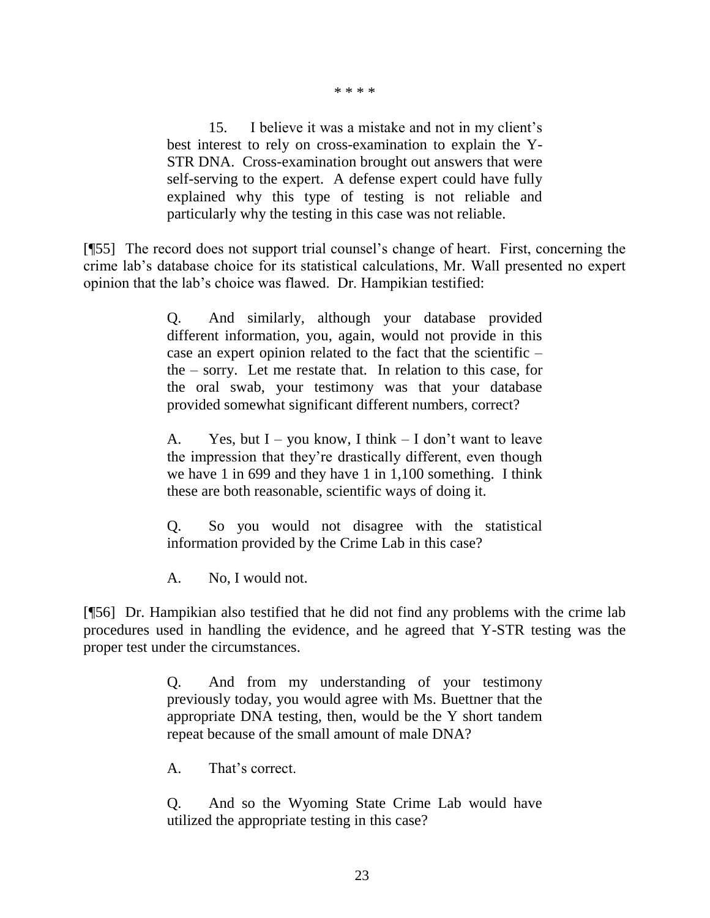\* \* \* \*

> 15. I believe it was a mistake and not in my client's best interest to rely on cross-examination to explain the Y-STR DNA. Cross-examination brought out answers that were self-serving to the expert. A defense expert could have fully explained why this type of testing is not reliable and particularly why the testing in this case was not reliable.

[¶55] The record does not support trial counsel's change of heart. First, concerning the crime lab's database choice for its statistical calculations, Mr. Wall presented no expert opinion that the lab's choice was flawed. Dr. Hampikian testified:

> Q. And similarly, although your database provided different information, you, again, would not provide in this case an expert opinion related to the fact that the scientific – the – sorry. Let me restate that. In relation to this case, for the oral swab, your testimony was that your database provided somewhat significant different numbers, correct?
>
> A. Yes, but I – you know, I think – I don't want to leave the impression that they're drastically different, even though we have 1 in 699 and they have 1 in 1,100 something. I think these are both reasonable, scientific ways of doing it.
>
> Q. So you would not disagree with the statistical information provided by the Crime Lab in this case?
>
> A. No, I would not.

[¶56] Dr. Hampikian also testified that he did not find any problems with the crime lab procedures used in handling the evidence, and he agreed that Y-STR testing was the proper test under the circumstances.

> Q. And from my understanding of your testimony previously today, you would agree with Ms. Buettner that the appropriate DNA testing, then, would be the Y short tandem repeat because of the small amount of male DNA?
>
> A. That's correct.
>
> Q. And so the Wyoming State Crime Lab would have utilized the appropriate testing in this case?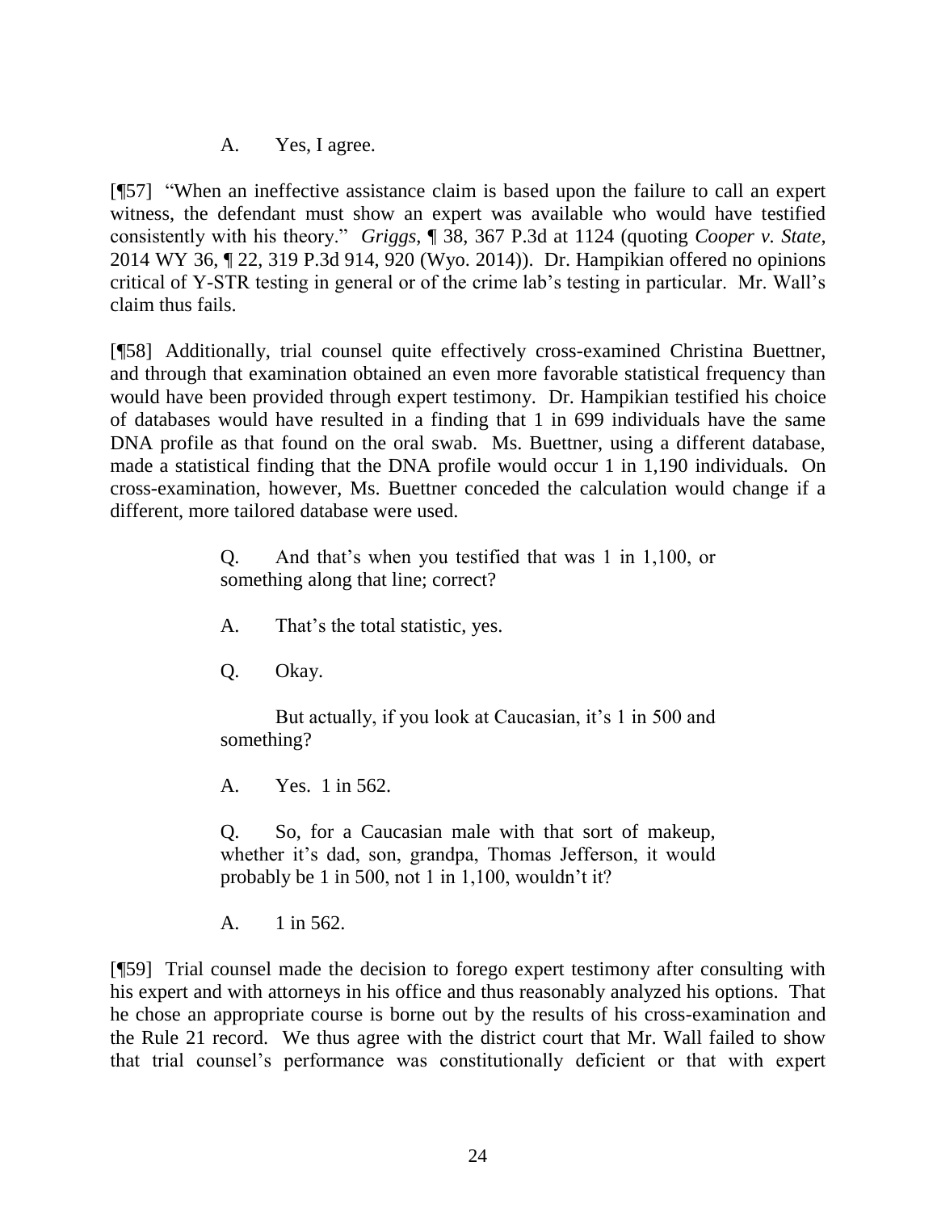A. Yes, I agree.

[¶57] "When an ineffective assistance claim is based upon the failure to call an expert witness, the defendant must show an expert was available who would have testified consistently with his theory." *Griggs*, ¶ 38, 367 P.3d at 1124 (quoting *Cooper v. State*, 2014 WY 36, ¶ 22, 319 P.3d 914, 920 (Wyo. 2014)). Dr. Hampikian offered no opinions critical of Y-STR testing in general or of the crime lab's testing in particular. Mr. Wall's claim thus fails.

[¶58] Additionally, trial counsel quite effectively cross-examined Christina Buettner, and through that examination obtained an even more favorable statistical frequency than would have been provided through expert testimony. Dr. Hampikian testified his choice of databases would have resulted in a finding that 1 in 699 individuals have the same DNA profile as that found on the oral swab. Ms. Buettner, using a different database, made a statistical finding that the DNA profile would occur 1 in 1,190 individuals. On cross-examination, however, Ms. Buettner conceded the calculation would change if a different, more tailored database were used.

> Q. And that's when you testified that was 1 in 1,100, or something along that line; correct?
>
> A. That's the total statistic, yes.
>
> Q. Okay.
>
> But actually, if you look at Caucasian, it's 1 in 500 and something?
>
> A. Yes. 1 in 562.
>
> Q. So, for a Caucasian male with that sort of makeup, whether it's dad, son, grandpa, Thomas Jefferson, it would probably be 1 in 500, not 1 in 1,100, wouldn't it?
>
> A. 1 in 562.

[¶59] Trial counsel made the decision to forego expert testimony after consulting with his expert and with attorneys in his office and thus reasonably analyzed his options. That he chose an appropriate course is borne out by the results of his cross-examination and the Rule 21 record. We thus agree with the district court that Mr. Wall failed to show that trial counsel's performance was constitutionally deficient or that with expert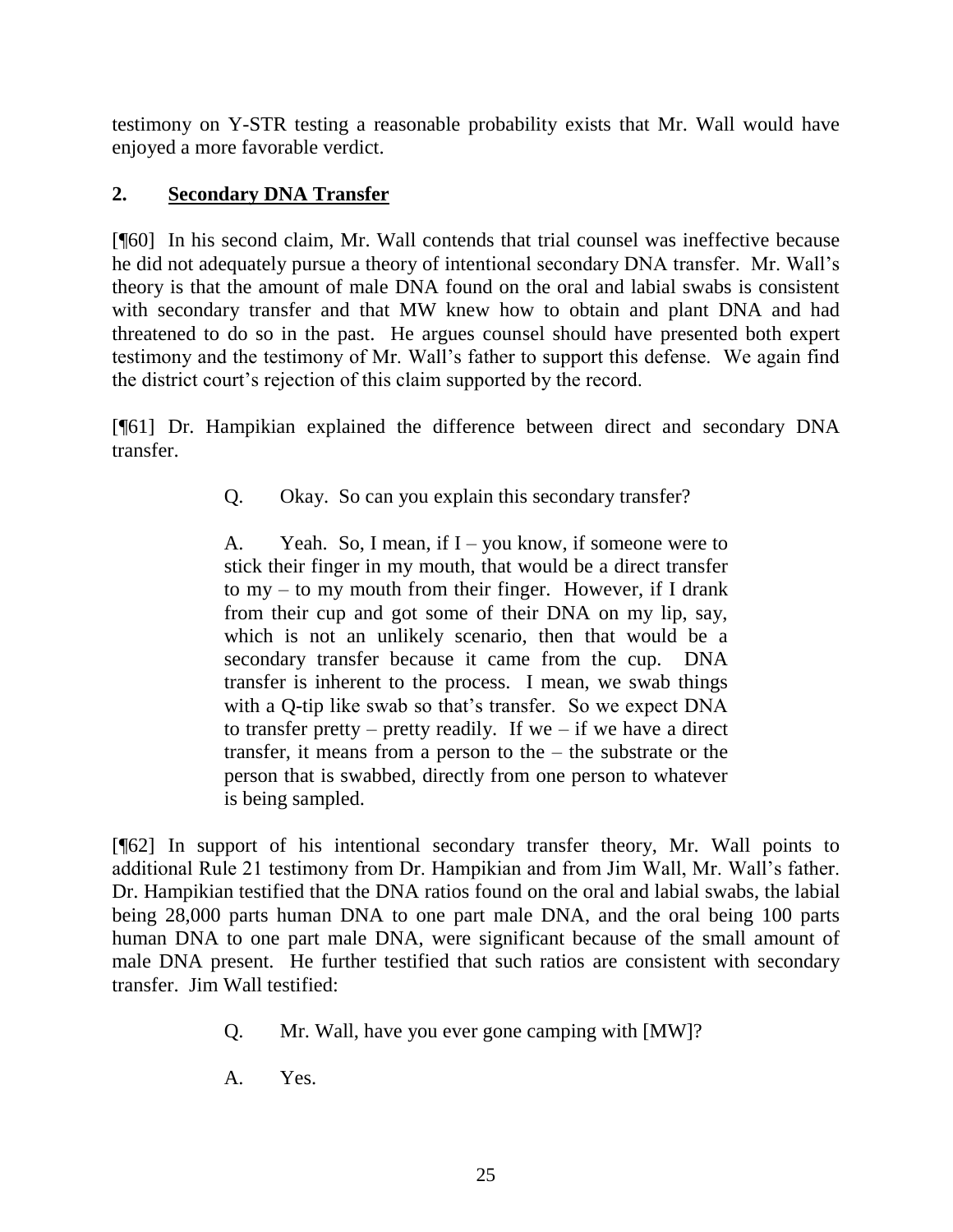testimony on Y-STR testing a reasonable probability exists that Mr. Wall would have enjoyed a more favorable verdict.

## 2. **Secondary DNA Transfer**

[¶60] In his second claim, Mr. Wall contends that trial counsel was ineffective because he did not adequately pursue a theory of intentional secondary DNA transfer. Mr. Wall's theory is that the amount of male DNA found on the oral and labial swabs is consistent with secondary transfer and that MW knew how to obtain and plant DNA and had threatened to do so in the past. He argues counsel should have presented both expert testimony and the testimony of Mr. Wall's father to support this defense. We again find the district court's rejection of this claim supported by the record.

[¶61] Dr. Hampikian explained the difference between direct and secondary DNA transfer.

> Q. Okay. So can you explain this secondary transfer?
>
> A. Yeah. So, I mean, if I – you know, if someone were to stick their finger in my mouth, that would be a direct transfer to my – to my mouth from their finger. However, if I drank from their cup and got some of their DNA on my lip, say, which is not an unlikely scenario, then that would be a secondary transfer because it came from the cup. DNA transfer is inherent to the process. I mean, we swab things with a Q-tip like swab so that's transfer. So we expect DNA to transfer pretty – pretty readily. If we – if we have a direct transfer, it means from a person to the – the substrate or the person that is swabbed, directly from one person to whatever is being sampled.

[¶62] In support of his intentional secondary transfer theory, Mr. Wall points to additional Rule 21 testimony from Dr. Hampikian and from Jim Wall, Mr. Wall's father. Dr. Hampikian testified that the DNA ratios found on the oral and labial swabs, the labial being 28,000 parts human DNA to one part male DNA, and the oral being 100 parts human DNA to one part male DNA, were significant because of the small amount of male DNA present. He further testified that such ratios are consistent with secondary transfer. Jim Wall testified:

> Q. Mr. Wall, have you ever gone camping with [MW]?
>
> A. Yes.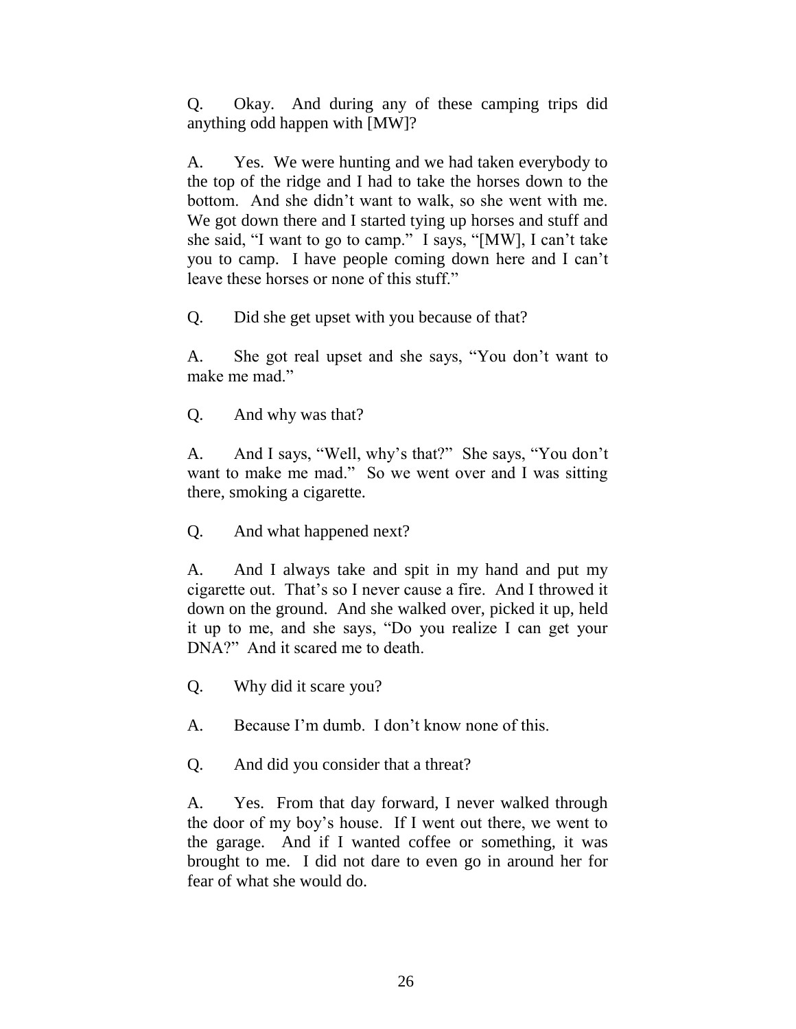Q. Okay. And during any of these camping trips did anything odd happen with [MW]?

A. Yes. We were hunting and we had taken everybody to the top of the ridge and I had to take the horses down to the bottom. And she didn't want to walk, so she went with me. We got down there and I started tying up horses and stuff and she said, "I want to go to camp." I says, "[MW], I can't take you to camp. I have people coming down here and I can't leave these horses or none of this stuff."

Q. Did she get upset with you because of that?

A. She got real upset and she says, "You don't want to make me mad."

Q. And why was that?

A. And I says, "Well, why's that?" She says, "You don't want to make me mad." So we went over and I was sitting there, smoking a cigarette.

Q. And what happened next?

A. And I always take and spit in my hand and put my cigarette out. That's so I never cause a fire. And I throwed it down on the ground. And she walked over, picked it up, held it up to me, and she says, "Do you realize I can get your DNA?" And it scared me to death.

Q. Why did it scare you?

A. Because I'm dumb. I don't know none of this.

Q. And did you consider that a threat?

A. Yes. From that day forward, I never walked through the door of my boy's house. If I went out there, we went to the garage. And if I wanted coffee or something, it was brought to me. I did not dare to even go in around her for fear of what she would do.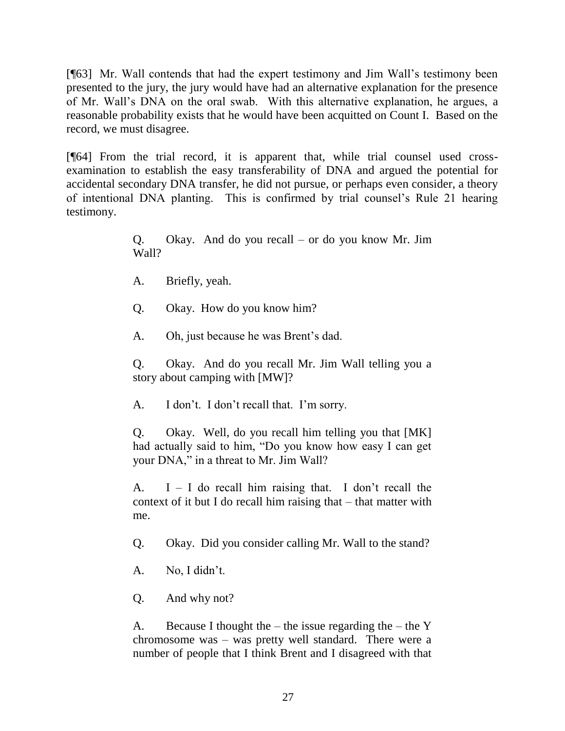[¶63] Mr. Wall contends that had the expert testimony and Jim Wall's testimony been presented to the jury, the jury would have had an alternative explanation for the presence of Mr. Wall's DNA on the oral swab. With this alternative explanation, he argues, a reasonable probability exists that he would have been acquitted on Count I. Based on the record, we must disagree.

[¶64] From the trial record, it is apparent that, while trial counsel used cross-examination to establish the easy transferability of DNA and argued the potential for accidental secondary DNA transfer, he did not pursue, or perhaps even consider, a theory of intentional DNA planting. This is confirmed by trial counsel's Rule 21 hearing testimony.

> Q. Okay. And do you recall – or do you know Mr. Jim Wall?
>
> A. Briefly, yeah.
>
> Q. Okay. How do you know him?
>
> A. Oh, just because he was Brent's dad.
>
> Q. Okay. And do you recall Mr. Jim Wall telling you a story about camping with [MW]?
>
> A. I don't. I don't recall that. I'm sorry.
>
> Q. Okay. Well, do you recall him telling you that [MK] had actually said to him, "Do you know how easy I can get your DNA," in a threat to Mr. Jim Wall?
>
> A. I – I do recall him raising that. I don't recall the context of it but I do recall him raising that – that matter with me.
>
> Q. Okay. Did you consider calling Mr. Wall to the stand?
>
> A. No, I didn't.
>
> Q. And why not?
>
> A. Because I thought the – the issue regarding the – the Y chromosome was – was pretty well standard. There were a number of people that I think Brent and I disagreed with that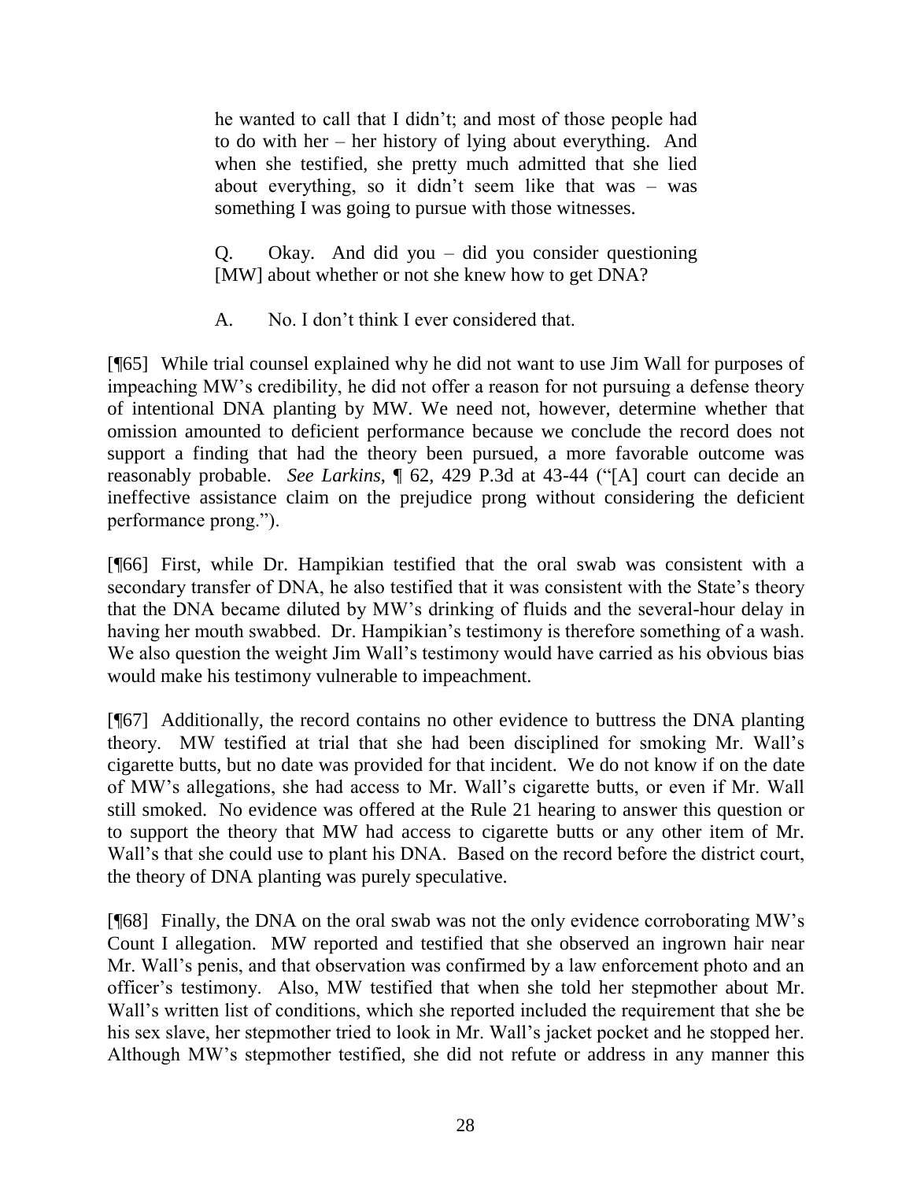> he wanted to call that I didn't; and most of those people had to do with her – her history of lying about everything. And when she testified, she pretty much admitted that she lied about everything, so it didn't seem like that was – was something I was going to pursue with those witnesses.
>
> Q. Okay. And did you – did you consider questioning [MW] about whether or not she knew how to get DNA?
>
> A. No. I don't think I ever considered that.

[¶65] While trial counsel explained why he did not want to use Jim Wall for purposes of impeaching MW's credibility, he did not offer a reason for not pursuing a defense theory of intentional DNA planting by MW. We need not, however, determine whether that omission amounted to deficient performance because we conclude the record does not support a finding that had the theory been pursued, a more favorable outcome was reasonably probable. *See Larkins*, ¶ 62, 429 P.3d at 43-44 ("[A] court can decide an ineffective assistance claim on the prejudice prong without considering the deficient performance prong.").

[¶66] First, while Dr. Hampikian testified that the oral swab was consistent with a secondary transfer of DNA, he also testified that it was consistent with the State's theory that the DNA became diluted by MW's drinking of fluids and the several-hour delay in having her mouth swabbed. Dr. Hampikian's testimony is therefore something of a wash. We also question the weight Jim Wall's testimony would have carried as his obvious bias would make his testimony vulnerable to impeachment.

[¶67] Additionally, the record contains no other evidence to buttress the DNA planting theory. MW testified at trial that she had been disciplined for smoking Mr. Wall's cigarette butts, but no date was provided for that incident. We do not know if on the date of MW's allegations, she had access to Mr. Wall's cigarette butts, or even if Mr. Wall still smoked. No evidence was offered at the Rule 21 hearing to answer this question or to support the theory that MW had access to cigarette butts or any other item of Mr. Wall's that she could use to plant his DNA. Based on the record before the district court, the theory of DNA planting was purely speculative.

[¶68] Finally, the DNA on the oral swab was not the only evidence corroborating MW's Count I allegation. MW reported and testified that she observed an ingrown hair near Mr. Wall's penis, and that observation was confirmed by a law enforcement photo and an officer's testimony. Also, MW testified that when she told her stepmother about Mr. Wall's written list of conditions, which she reported included the requirement that she be his sex slave, her stepmother tried to look in Mr. Wall's jacket pocket and he stopped her. Although MW's stepmother testified, she did not refute or address in any manner this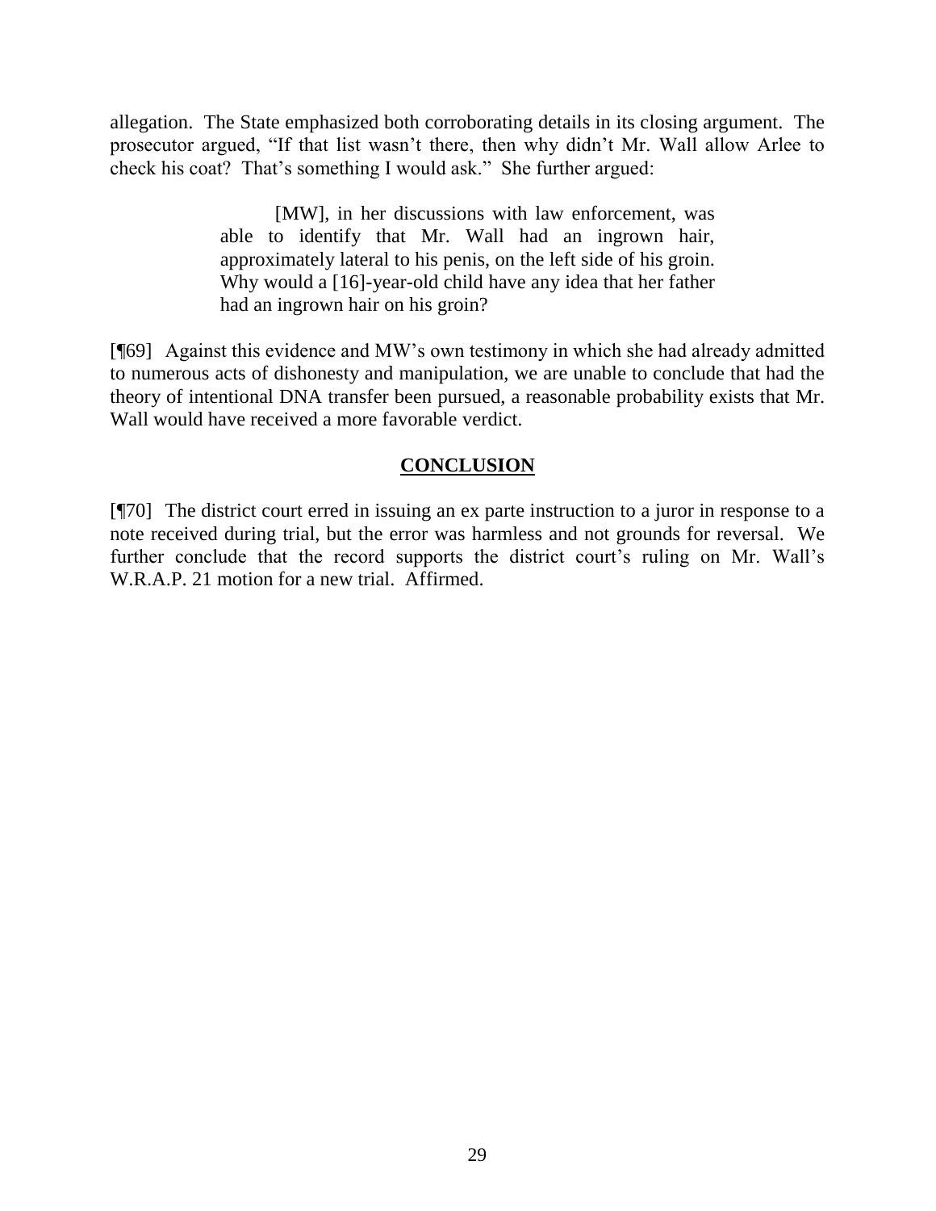allegation. The State emphasized both corroborating details in its closing argument. The prosecutor argued, "If that list wasn't there, then why didn't Mr. Wall allow Arlee to check his coat? That's something I would ask." She further argued:

> [MW], in her discussions with law enforcement, was able to identify that Mr. Wall had an ingrown hair, approximately lateral to his penis, on the left side of his groin. Why would a [16]-year-old child have any idea that her father had an ingrown hair on his groin?

[¶69] Against this evidence and MW's own testimony in which she had already admitted to numerous acts of dishonesty and manipulation, we are unable to conclude that had the theory of intentional DNA transfer been pursued, a reasonable probability exists that Mr. Wall would have received a more favorable verdict.

## **CONCLUSION**

[¶70] The district court erred in issuing an ex parte instruction to a juror in response to a note received during trial, but the error was harmless and not grounds for reversal. We further conclude that the record supports the district court's ruling on Mr. Wall's W.R.A.P. 21 motion for a new trial. Affirmed.